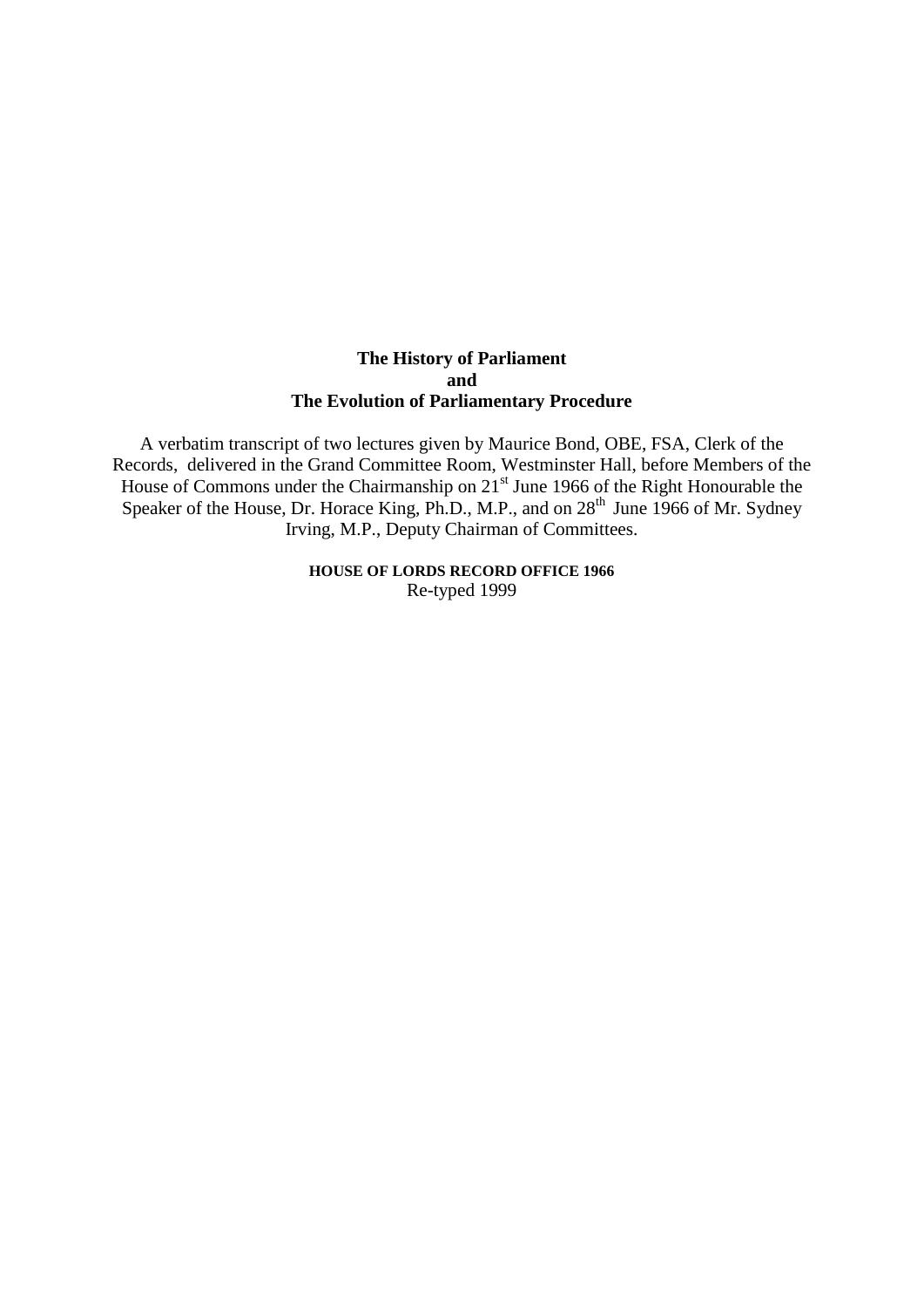# The History of Parliament
# and
# The Evolution of Parliamentary Procedure

A verbatim transcript of two lectures given by Maurice Bond, OBE, FSA, Clerk of the Records, delivered in the Grand Committee Room, Westminster Hall, before Members of the House of Commons under the Chairmanship on 21st June 1966 of the Right Honourable the Speaker of the House, Dr. Horace King, Ph.D., M.P., and on 28th June 1966 of Mr. Sydney Irving, M.P., Deputy Chairman of Committees.

**HOUSE OF LORDS RECORD OFFICE 1966**

Re-typed 1999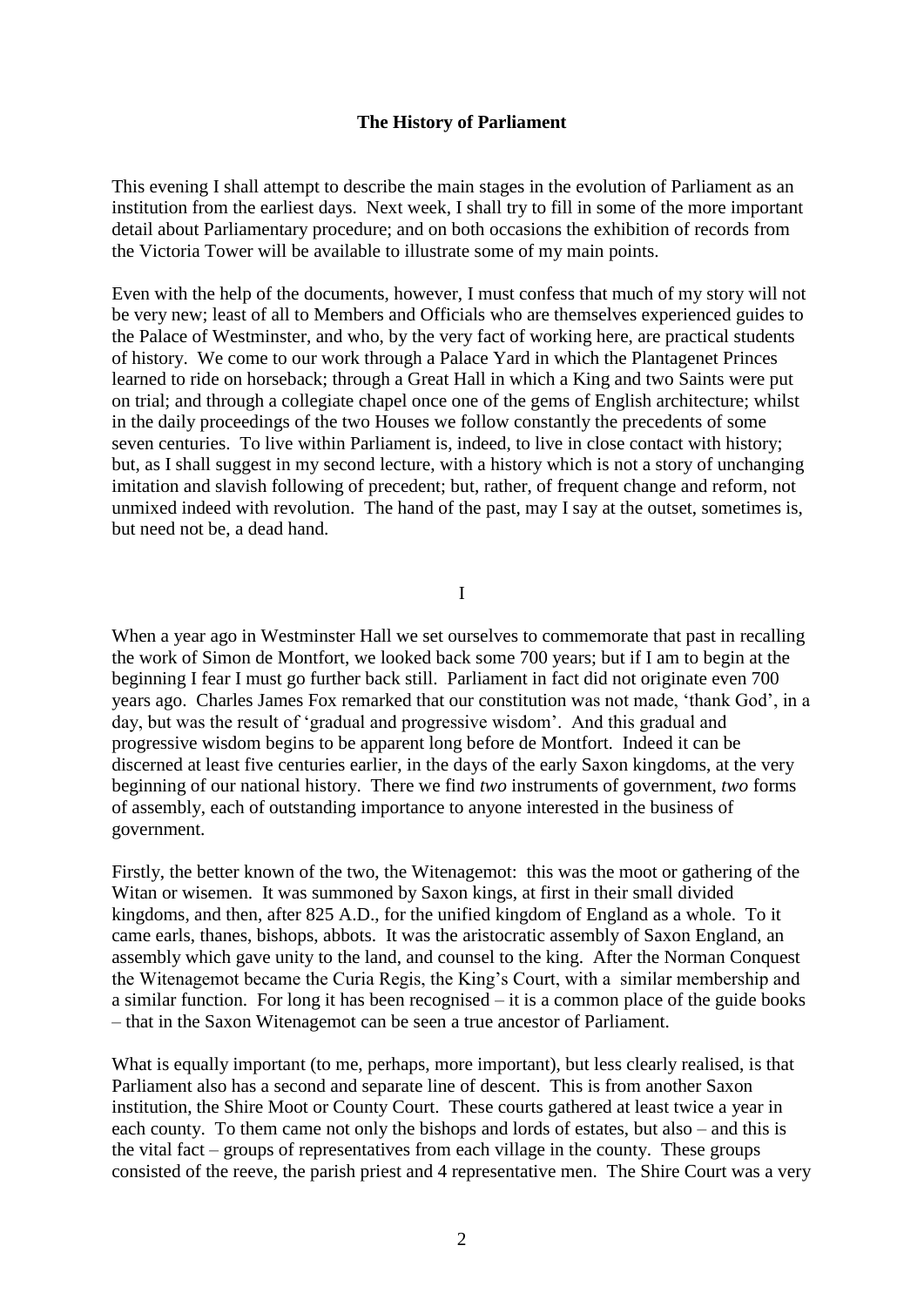**The History of Parliament**

This evening I shall attempt to describe the main stages in the evolution of Parliament as an institution from the earliest days. Next week, I shall try to fill in some of the more important detail about Parliamentary procedure; and on both occasions the exhibition of records from the Victoria Tower will be available to illustrate some of my main points.

Even with the help of the documents, however, I must confess that much of my story will not be very new; least of all to Members and Officials who are themselves experienced guides to the Palace of Westminster, and who, by the very fact of working here, are practical students of history. We come to our work through a Palace Yard in which the Plantagenet Princes learned to ride on horseback; through a Great Hall in which a King and two Saints were put on trial; and through a collegiate chapel once one of the gems of English architecture; whilst in the daily proceedings of the two Houses we follow constantly the precedents of some seven centuries. To live within Parliament is, indeed, to live in close contact with history; but, as I shall suggest in my second lecture, with a history which is not a story of unchanging imitation and slavish following of precedent; but, rather, of frequent change and reform, not unmixed indeed with revolution. The hand of the past, may I say at the outset, sometimes is, but need not be, a dead hand.

I

When a year ago in Westminster Hall we set ourselves to commemorate that past in recalling the work of Simon de Montfort, we looked back some 700 years; but if I am to begin at the beginning I fear I must go further back still. Parliament in fact did not originate even 700 years ago. Charles James Fox remarked that our constitution was not made, 'thank God', in a day, but was the result of 'gradual and progressive wisdom'. And this gradual and progressive wisdom begins to be apparent long before de Montfort. Indeed it can be discerned at least five centuries earlier, in the days of the early Saxon kingdoms, at the very beginning of our national history. There we find *two* instruments of government, *two* forms of assembly, each of outstanding importance to anyone interested in the business of government.

Firstly, the better known of the two, the Witenagemot: this was the moot or gathering of the Witan or wisemen. It was summoned by Saxon kings, at first in their small divided kingdoms, and then, after 825 A.D., for the unified kingdom of England as a whole. To it came earls, thanes, bishops, abbots. It was the aristocratic assembly of Saxon England, an assembly which gave unity to the land, and counsel to the king. After the Norman Conquest the Witenagemot became the Curia Regis, the King's Court, with a similar membership and a similar function. For long it has been recognised – it is a common place of the guide books – that in the Saxon Witenagemot can be seen a true ancestor of Parliament.

What is equally important (to me, perhaps, more important), but less clearly realised, is that Parliament also has a second and separate line of descent. This is from another Saxon institution, the Shire Moot or County Court. These courts gathered at least twice a year in each county. To them came not only the bishops and lords of estates, but also – and this is the vital fact – groups of representatives from each village in the county. These groups consisted of the reeve, the parish priest and 4 representative men. The Shire Court was a very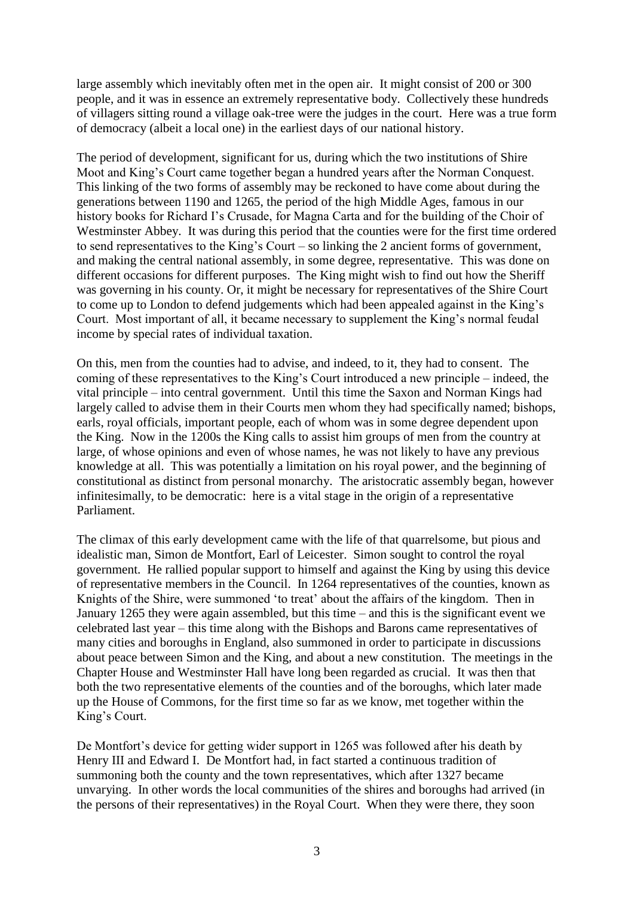large assembly which inevitably often met in the open air. It might consist of 200 or 300 people, and it was in essence an extremely representative body. Collectively these hundreds of villagers sitting round a village oak-tree were the judges in the court. Here was a true form of democracy (albeit a local one) in the earliest days of our national history.

The period of development, significant for us, during which the two institutions of Shire Moot and King's Court came together began a hundred years after the Norman Conquest. This linking of the two forms of assembly may be reckoned to have come about during the generations between 1190 and 1265, the period of the high Middle Ages, famous in our history books for Richard I's Crusade, for Magna Carta and for the building of the Choir of Westminster Abbey. It was during this period that the counties were for the first time ordered to send representatives to the King's Court – so linking the 2 ancient forms of government, and making the central national assembly, in some degree, representative. This was done on different occasions for different purposes. The King might wish to find out how the Sheriff was governing in his county. Or, it might be necessary for representatives of the Shire Court to come up to London to defend judgements which had been appealed against in the King's Court. Most important of all, it became necessary to supplement the King's normal feudal income by special rates of individual taxation.

On this, men from the counties had to advise, and indeed, to it, they had to consent. The coming of these representatives to the King's Court introduced a new principle – indeed, the vital principle – into central government. Until this time the Saxon and Norman Kings had largely called to advise them in their Courts men whom they had specifically named; bishops, earls, royal officials, important people, each of whom was in some degree dependent upon the King. Now in the 1200s the King calls to assist him groups of men from the country at large, of whose opinions and even of whose names, he was not likely to have any previous knowledge at all. This was potentially a limitation on his royal power, and the beginning of constitutional as distinct from personal monarchy. The aristocratic assembly began, however infinitesimally, to be democratic: here is a vital stage in the origin of a representative Parliament.

The climax of this early development came with the life of that quarrelsome, but pious and idealistic man, Simon de Montfort, Earl of Leicester. Simon sought to control the royal government. He rallied popular support to himself and against the King by using this device of representative members in the Council. In 1264 representatives of the counties, known as Knights of the Shire, were summoned 'to treat' about the affairs of the kingdom. Then in January 1265 they were again assembled, but this time – and this is the significant event we celebrated last year – this time along with the Bishops and Barons came representatives of many cities and boroughs in England, also summoned in order to participate in discussions about peace between Simon and the King, and about a new constitution. The meetings in the Chapter House and Westminster Hall have long been regarded as crucial. It was then that both the two representative elements of the counties and of the boroughs, which later made up the House of Commons, for the first time so far as we know, met together within the King's Court.

De Montfort's device for getting wider support in 1265 was followed after his death by Henry III and Edward I. De Montfort had, in fact started a continuous tradition of summoning both the county and the town representatives, which after 1327 became unvarying. In other words the local communities of the shires and boroughs had arrived (in the persons of their representatives) in the Royal Court. When they were there, they soon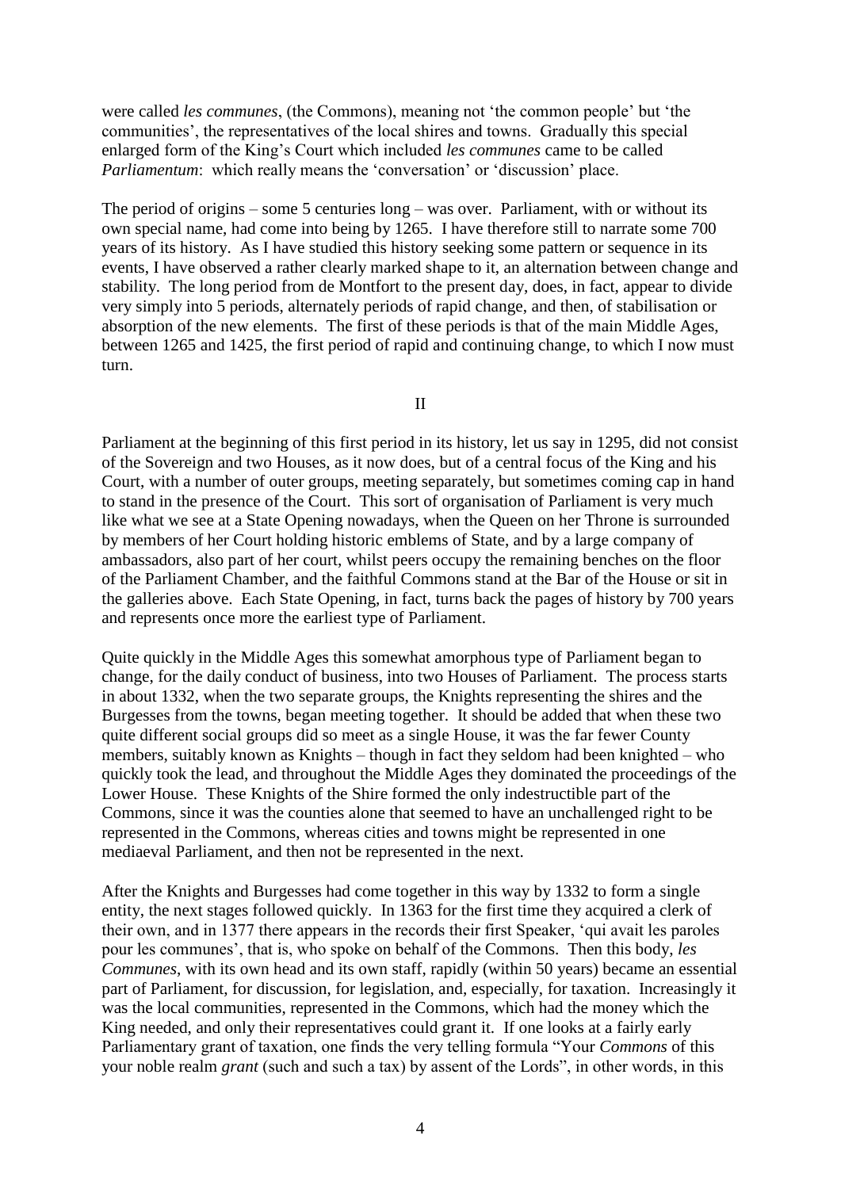were called *les communes*, (the Commons), meaning not 'the common people' but 'the communities', the representatives of the local shires and towns. Gradually this special enlarged form of the King's Court which included *les communes* came to be called *Parliamentum*: which really means the 'conversation' or 'discussion' place.

The period of origins – some 5 centuries long – was over. Parliament, with or without its own special name, had come into being by 1265. I have therefore still to narrate some 700 years of its history. As I have studied this history seeking some pattern or sequence in its events, I have observed a rather clearly marked shape to it, an alternation between change and stability. The long period from de Montfort to the present day, does, in fact, appear to divide very simply into 5 periods, alternately periods of rapid change, and then, of stabilisation or absorption of the new elements. The first of these periods is that of the main Middle Ages, between 1265 and 1425, the first period of rapid and continuing change, to which I now must turn.

## II

Parliament at the beginning of this first period in its history, let us say in 1295, did not consist of the Sovereign and two Houses, as it now does, but of a central focus of the King and his Court, with a number of outer groups, meeting separately, but sometimes coming cap in hand to stand in the presence of the Court. This sort of organisation of Parliament is very much like what we see at a State Opening nowadays, when the Queen on her Throne is surrounded by members of her Court holding historic emblems of State, and by a large company of ambassadors, also part of her court, whilst peers occupy the remaining benches on the floor of the Parliament Chamber, and the faithful Commons stand at the Bar of the House or sit in the galleries above. Each State Opening, in fact, turns back the pages of history by 700 years and represents once more the earliest type of Parliament.

Quite quickly in the Middle Ages this somewhat amorphous type of Parliament began to change, for the daily conduct of business, into two Houses of Parliament. The process starts in about 1332, when the two separate groups, the Knights representing the shires and the Burgesses from the towns, began meeting together. It should be added that when these two quite different social groups did so meet as a single House, it was the far fewer County members, suitably known as Knights – though in fact they seldom had been knighted – who quickly took the lead, and throughout the Middle Ages they dominated the proceedings of the Lower House. These Knights of the Shire formed the only indestructible part of the Commons, since it was the counties alone that seemed to have an unchallenged right to be represented in the Commons, whereas cities and towns might be represented in one mediaeval Parliament, and then not be represented in the next.

After the Knights and Burgesses had come together in this way by 1332 to form a single entity, the next stages followed quickly. In 1363 for the first time they acquired a clerk of their own, and in 1377 there appears in the records their first Speaker, 'qui avait les paroles pour les communes', that is, who spoke on behalf of the Commons. Then this body, *les Communes*, with its own head and its own staff, rapidly (within 50 years) became an essential part of Parliament, for discussion, for legislation, and, especially, for taxation. Increasingly it was the local communities, represented in the Commons, which had the money which the King needed, and only their representatives could grant it. If one looks at a fairly early Parliamentary grant of taxation, one finds the very telling formula "Your *Commons* of this your noble realm *grant* (such and such a tax) by assent of the Lords", in other words, in this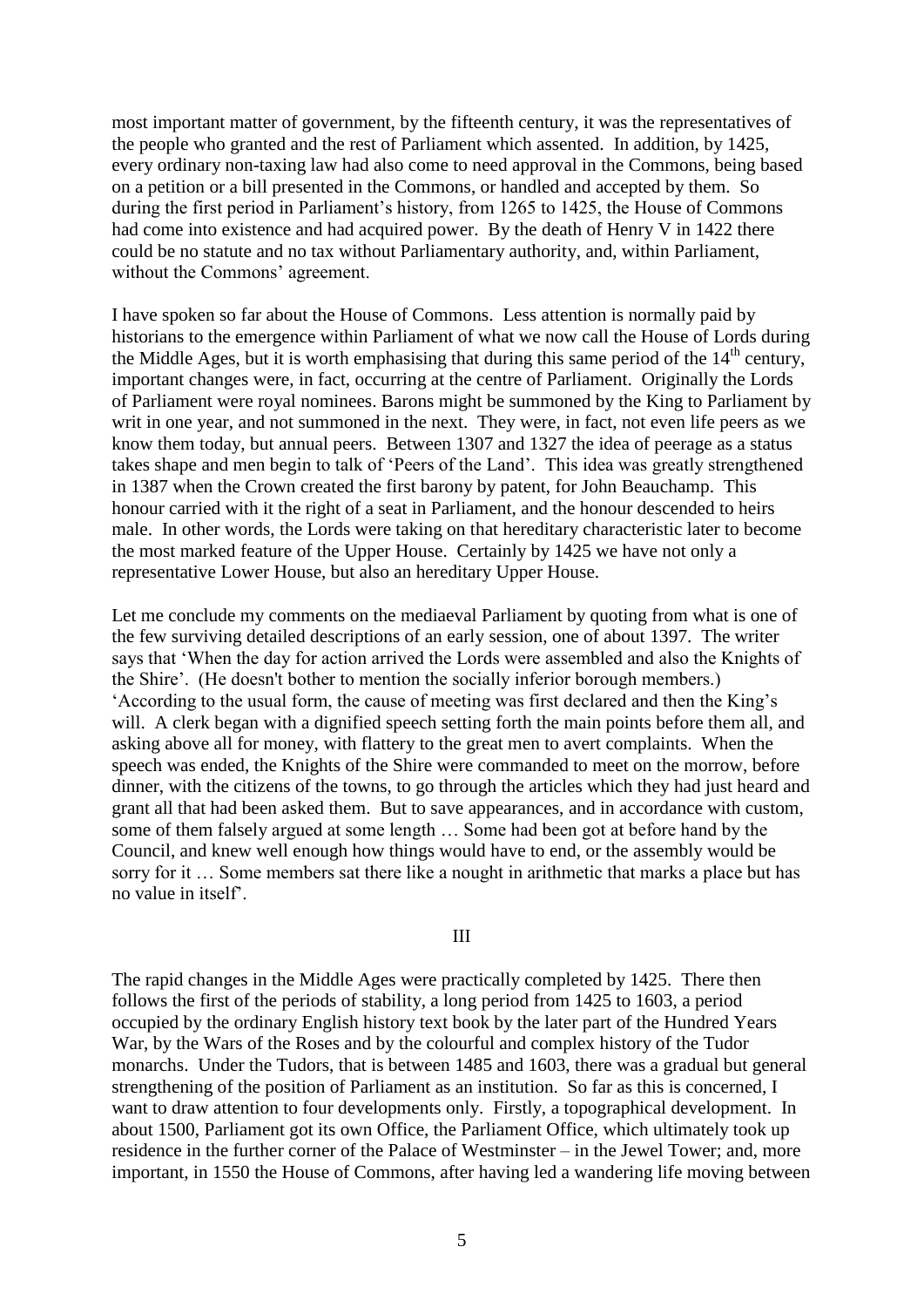most important matter of government, by the fifteenth century, it was the representatives of the people who granted and the rest of Parliament which assented. In addition, by 1425, every ordinary non-taxing law had also come to need approval in the Commons, being based on a petition or a bill presented in the Commons, or handled and accepted by them. So during the first period in Parliament's history, from 1265 to 1425, the House of Commons had come into existence and had acquired power. By the death of Henry V in 1422 there could be no statute and no tax without Parliamentary authority, and, within Parliament, without the Commons' agreement.

I have spoken so far about the House of Commons. Less attention is normally paid by historians to the emergence within Parliament of what we now call the House of Lords during the Middle Ages, but it is worth emphasising that during this same period of the 14th century, important changes were, in fact, occurring at the centre of Parliament. Originally the Lords of Parliament were royal nominees. Barons might be summoned by the King to Parliament by writ in one year, and not summoned in the next. They were, in fact, not even life peers as we know them today, but annual peers. Between 1307 and 1327 the idea of peerage as a status takes shape and men begin to talk of 'Peers of the Land'. This idea was greatly strengthened in 1387 when the Crown created the first barony by patent, for John Beauchamp. This honour carried with it the right of a seat in Parliament, and the honour descended to heirs male. In other words, the Lords were taking on that hereditary characteristic later to become the most marked feature of the Upper House. Certainly by 1425 we have not only a representative Lower House, but also an hereditary Upper House.

Let me conclude my comments on the mediaeval Parliament by quoting from what is one of the few surviving detailed descriptions of an early session, one of about 1397. The writer says that 'When the day for action arrived the Lords were assembled and also the Knights of the Shire'. (He doesn't bother to mention the socially inferior borough members.) 'According to the usual form, the cause of meeting was first declared and then the King's will. A clerk began with a dignified speech setting forth the main points before them all, and asking above all for money, with flattery to the great men to avert complaints. When the speech was ended, the Knights of the Shire were commanded to meet on the morrow, before dinner, with the citizens of the towns, to go through the articles which they had just heard and grant all that had been asked them. But to save appearances, and in accordance with custom, some of them falsely argued at some length … Some had been got at before hand by the Council, and knew well enough how things would have to end, or the assembly would be sorry for it … Some members sat there like a nought in arithmetic that marks a place but has no value in itself'.

## III

The rapid changes in the Middle Ages were practically completed by 1425. There then follows the first of the periods of stability, a long period from 1425 to 1603, a period occupied by the ordinary English history text book by the later part of the Hundred Years War, by the Wars of the Roses and by the colourful and complex history of the Tudor monarchs. Under the Tudors, that is between 1485 and 1603, there was a gradual but general strengthening of the position of Parliament as an institution. So far as this is concerned, I want to draw attention to four developments only. Firstly, a topographical development. In about 1500, Parliament got its own Office, the Parliament Office, which ultimately took up residence in the further corner of the Palace of Westminster – in the Jewel Tower; and, more important, in 1550 the House of Commons, after having led a wandering life moving between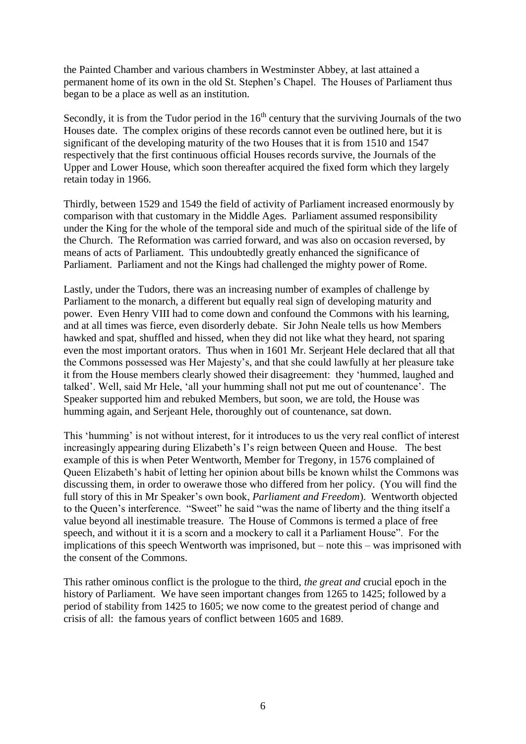the Painted Chamber and various chambers in Westminster Abbey, at last attained a permanent home of its own in the old St. Stephen's Chapel. The Houses of Parliament thus began to be a place as well as an institution.

Secondly, it is from the Tudor period in the 16th century that the surviving Journals of the two Houses date. The complex origins of these records cannot even be outlined here, but it is significant of the developing maturity of the two Houses that it is from 1510 and 1547 respectively that the first continuous official Houses records survive, the Journals of the Upper and Lower House, which soon thereafter acquired the fixed form which they largely retain today in 1966.

Thirdly, between 1529 and 1549 the field of activity of Parliament increased enormously by comparison with that customary in the Middle Ages. Parliament assumed responsibility under the King for the whole of the temporal side and much of the spiritual side of the life of the Church. The Reformation was carried forward, and was also on occasion reversed, by means of acts of Parliament. This undoubtedly greatly enhanced the significance of Parliament. Parliament and not the Kings had challenged the mighty power of Rome.

Lastly, under the Tudors, there was an increasing number of examples of challenge by Parliament to the monarch, a different but equally real sign of developing maturity and power. Even Henry VIII had to come down and confound the Commons with his learning, and at all times was fierce, even disorderly debate. Sir John Neale tells us how Members hawked and spat, shuffled and hissed, when they did not like what they heard, not sparing even the most important orators. Thus when in 1601 Mr. Serjeant Hele declared that all that the Commons possessed was Her Majesty's, and that she could lawfully at her pleasure take it from the House members clearly showed their disagreement: they 'hummed, laughed and talked'. Well, said Mr Hele, 'all your humming shall not put me out of countenance'. The Speaker supported him and rebuked Members, but soon, we are told, the House was humming again, and Serjeant Hele, thoroughly out of countenance, sat down.

This 'humming' is not without interest, for it introduces to us the very real conflict of interest increasingly appearing during Elizabeth's I's reign between Queen and House. The best example of this is when Peter Wentworth, Member for Tregony, in 1576 complained of Queen Elizabeth's habit of letting her opinion about bills be known whilst the Commons was discussing them, in order to owerawe those who differed from her policy. (You will find the full story of this in Mr Speaker's own book, *Parliament and Freedom*). Wentworth objected to the Queen's interference. "Sweet" he said "was the name of liberty and the thing itself a value beyond all inestimable treasure. The House of Commons is termed a place of free speech, and without it it is a scorn and a mockery to call it a Parliament House". For the implications of this speech Wentworth was imprisoned, but – note this – was imprisoned with the consent of the Commons.

This rather ominous conflict is the prologue to the third, *the great and* crucial epoch in the history of Parliament. We have seen important changes from 1265 to 1425; followed by a period of stability from 1425 to 1605; we now come to the greatest period of change and crisis of all: the famous years of conflict between 1605 and 1689.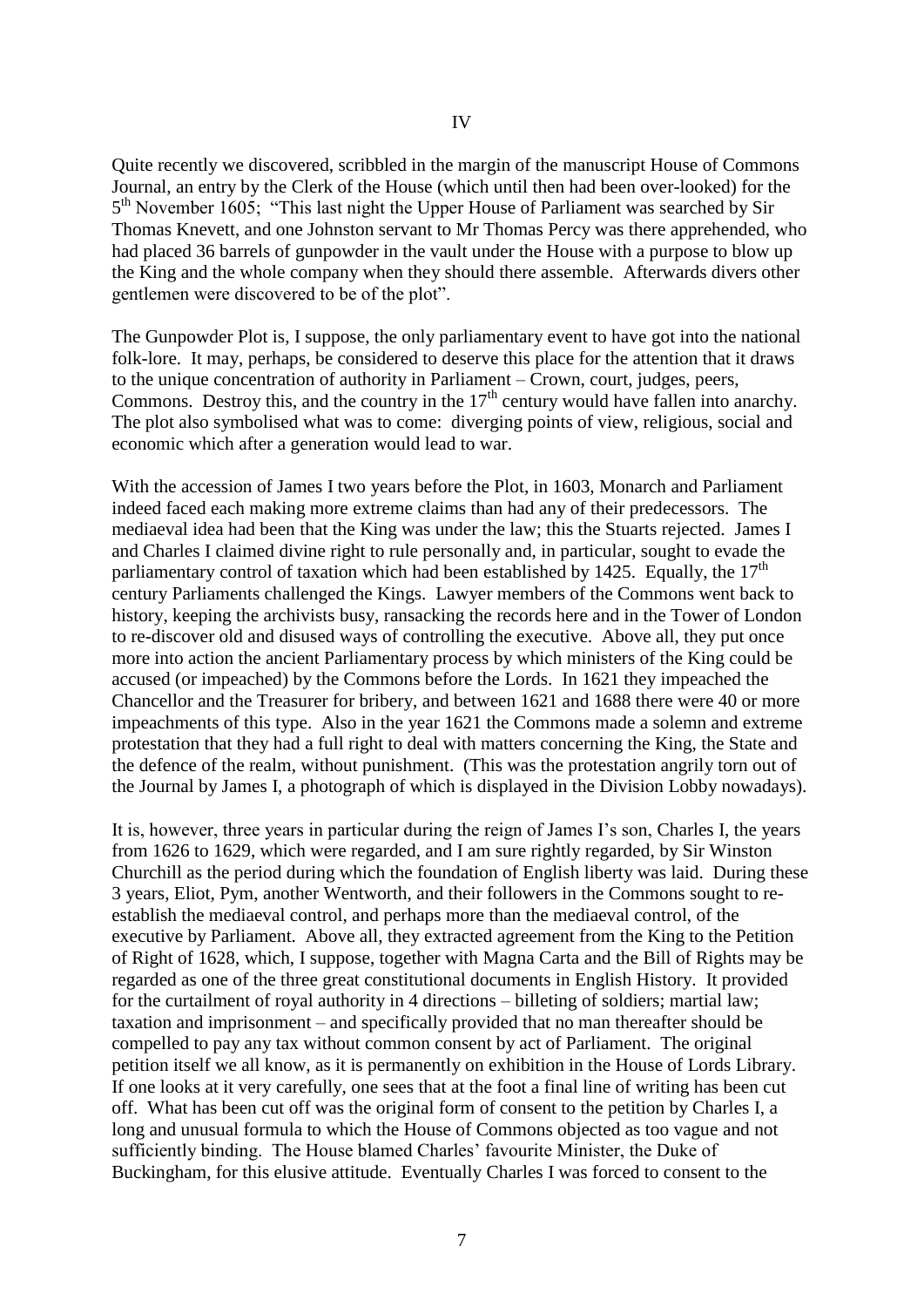# IV

Quite recently we discovered, scribbled in the margin of the manuscript House of Commons Journal, an entry by the Clerk of the House (which until then had been over-looked) for the 5th November 1605; "This last night the Upper House of Parliament was searched by Sir Thomas Knevett, and one Johnston servant to Mr Thomas Percy was there apprehended, who had placed 36 barrels of gunpowder in the vault under the House with a purpose to blow up the King and the whole company when they should there assemble. Afterwards divers other gentlemen were discovered to be of the plot".

The Gunpowder Plot is, I suppose, the only parliamentary event to have got into the national folk-lore. It may, perhaps, be considered to deserve this place for the attention that it draws to the unique concentration of authority in Parliament – Crown, court, judges, peers, Commons. Destroy this, and the country in the 17th century would have fallen into anarchy. The plot also symbolised what was to come: diverging points of view, religious, social and economic which after a generation would lead to war.

With the accession of James I two years before the Plot, in 1603, Monarch and Parliament indeed faced each making more extreme claims than had any of their predecessors. The mediaeval idea had been that the King was under the law; this the Stuarts rejected. James I and Charles I claimed divine right to rule personally and, in particular, sought to evade the parliamentary control of taxation which had been established by 1425. Equally, the 17th century Parliaments challenged the Kings. Lawyer members of the Commons went back to history, keeping the archivists busy, ransacking the records here and in the Tower of London to re-discover old and disused ways of controlling the executive. Above all, they put once more into action the ancient Parliamentary process by which ministers of the King could be accused (or impeached) by the Commons before the Lords. In 1621 they impeached the Chancellor and the Treasurer for bribery, and between 1621 and 1688 there were 40 or more impeachments of this type. Also in the year 1621 the Commons made a solemn and extreme protestation that they had a full right to deal with matters concerning the King, the State and the defence of the realm, without punishment. (This was the protestation angrily torn out of the Journal by James I, a photograph of which is displayed in the Division Lobby nowadays).

It is, however, three years in particular during the reign of James I's son, Charles I, the years from 1626 to 1629, which were regarded, and I am sure rightly regarded, by Sir Winston Churchill as the period during which the foundation of English liberty was laid. During these 3 years, Eliot, Pym, another Wentworth, and their followers in the Commons sought to re-establish the mediaeval control, and perhaps more than the mediaeval control, of the executive by Parliament. Above all, they extracted agreement from the King to the Petition of Right of 1628, which, I suppose, together with Magna Carta and the Bill of Rights may be regarded as one of the three great constitutional documents in English History. It provided for the curtailment of royal authority in 4 directions – billeting of soldiers; martial law; taxation and imprisonment – and specifically provided that no man thereafter should be compelled to pay any tax without common consent by act of Parliament. The original petition itself we all know, as it is permanently on exhibition in the House of Lords Library. If one looks at it very carefully, one sees that at the foot a final line of writing has been cut off. What has been cut off was the original form of consent to the petition by Charles I, a long and unusual formula to which the House of Commons objected as too vague and not sufficiently binding. The House blamed Charles' favourite Minister, the Duke of Buckingham, for this elusive attitude. Eventually Charles I was forced to consent to the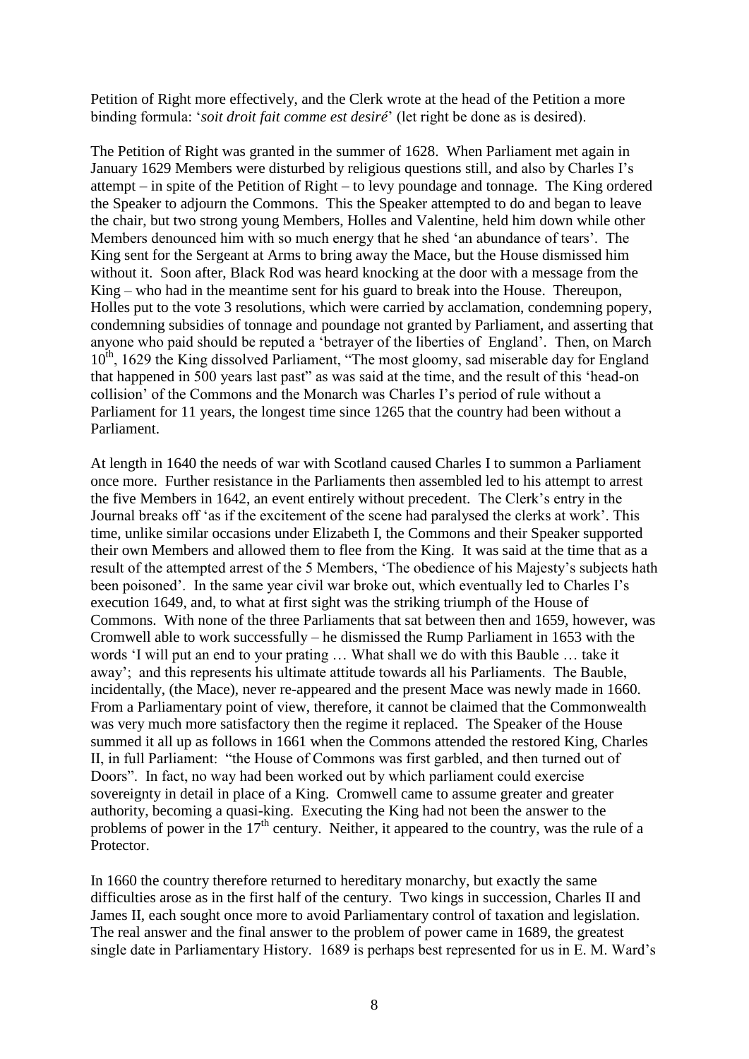Petition of Right more effectively, and the Clerk wrote at the head of the Petition a more binding formula: '*soit droit fait comme est desiré*' (let right be done as is desired).

The Petition of Right was granted in the summer of 1628. When Parliament met again in January 1629 Members were disturbed by religious questions still, and also by Charles I's attempt – in spite of the Petition of Right – to levy poundage and tonnage. The King ordered the Speaker to adjourn the Commons. This the Speaker attempted to do and began to leave the chair, but two strong young Members, Holles and Valentine, held him down while other Members denounced him with so much energy that he shed 'an abundance of tears'. The King sent for the Sergeant at Arms to bring away the Mace, but the House dismissed him without it. Soon after, Black Rod was heard knocking at the door with a message from the King – who had in the meantime sent for his guard to break into the House. Thereupon, Holles put to the vote 3 resolutions, which were carried by acclamation, condemning popery, condemning subsidies of tonnage and poundage not granted by Parliament, and asserting that anyone who paid should be reputed a 'betrayer of the liberties of England'. Then, on March 10th, 1629 the King dissolved Parliament, "The most gloomy, sad miserable day for England that happened in 500 years last past" as was said at the time, and the result of this 'head-on collision' of the Commons and the Monarch was Charles I's period of rule without a Parliament for 11 years, the longest time since 1265 that the country had been without a Parliament.

At length in 1640 the needs of war with Scotland caused Charles I to summon a Parliament once more. Further resistance in the Parliaments then assembled led to his attempt to arrest the five Members in 1642, an event entirely without precedent. The Clerk's entry in the Journal breaks off 'as if the excitement of the scene had paralysed the clerks at work'. This time, unlike similar occasions under Elizabeth I, the Commons and their Speaker supported their own Members and allowed them to flee from the King. It was said at the time that as a result of the attempted arrest of the 5 Members, 'The obedience of his Majesty's subjects hath been poisoned'. In the same year civil war broke out, which eventually led to Charles I's execution 1649, and, to what at first sight was the striking triumph of the House of Commons. With none of the three Parliaments that sat between then and 1659, however, was Cromwell able to work successfully – he dismissed the Rump Parliament in 1653 with the words 'I will put an end to your prating … What shall we do with this Bauble … take it away'; and this represents his ultimate attitude towards all his Parliaments. The Bauble, incidentally, (the Mace), never re-appeared and the present Mace was newly made in 1660. From a Parliamentary point of view, therefore, it cannot be claimed that the Commonwealth was very much more satisfactory then the regime it replaced. The Speaker of the House summed it all up as follows in 1661 when the Commons attended the restored King, Charles II, in full Parliament: "the House of Commons was first garbled, and then turned out of Doors". In fact, no way had been worked out by which parliament could exercise sovereignty in detail in place of a King. Cromwell came to assume greater and greater authority, becoming a quasi-king. Executing the King had not been the answer to the problems of power in the 17th century. Neither, it appeared to the country, was the rule of a Protector.

In 1660 the country therefore returned to hereditary monarchy, but exactly the same difficulties arose as in the first half of the century. Two kings in succession, Charles II and James II, each sought once more to avoid Parliamentary control of taxation and legislation. The real answer and the final answer to the problem of power came in 1689, the greatest single date in Parliamentary History. 1689 is perhaps best represented for us in E. M. Ward's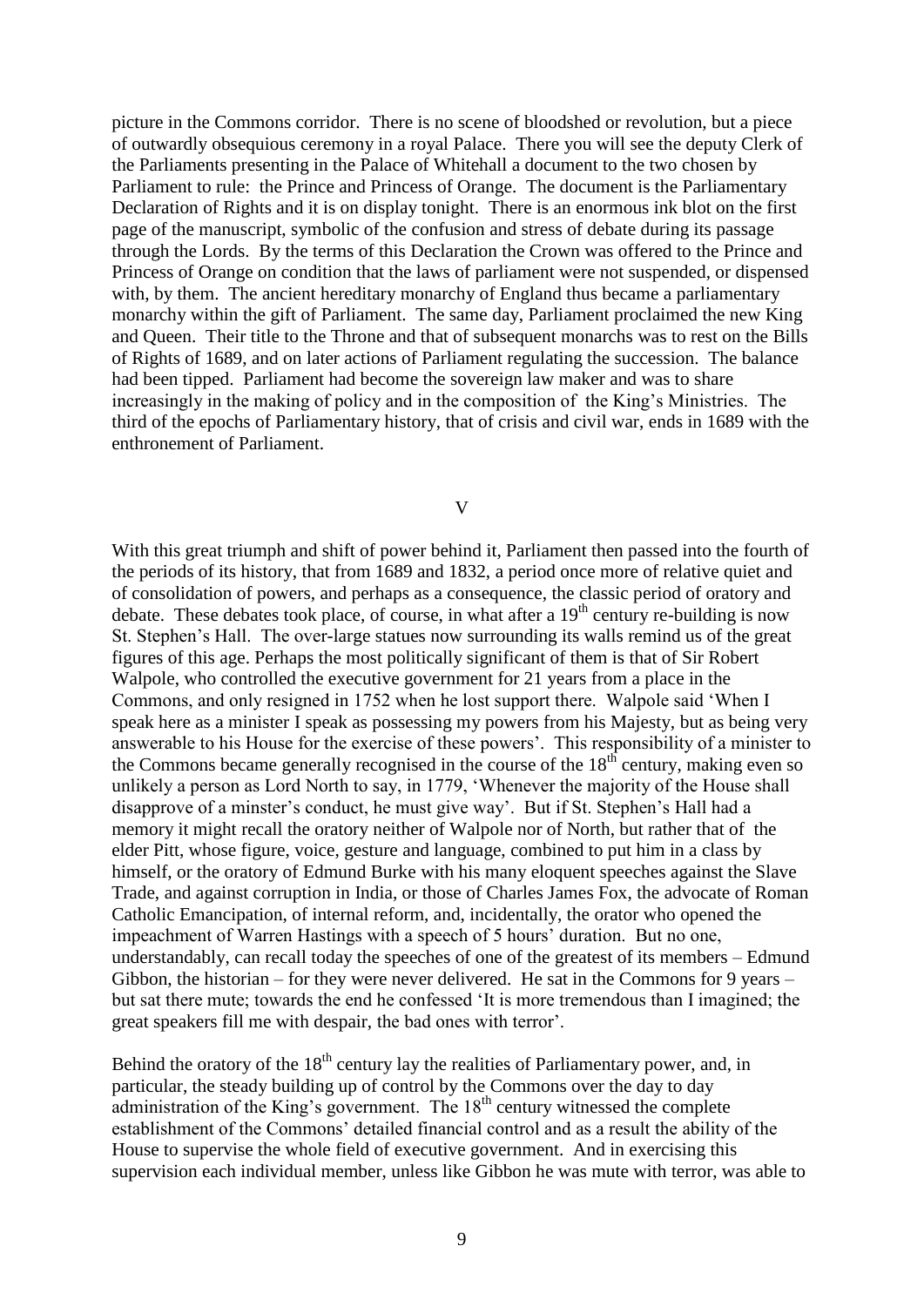picture in the Commons corridor. There is no scene of bloodshed or revolution, but a piece of outwardly obsequious ceremony in a royal Palace. There you will see the deputy Clerk of the Parliaments presenting in the Palace of Whitehall a document to the two chosen by Parliament to rule: the Prince and Princess of Orange. The document is the Parliamentary Declaration of Rights and it is on display tonight. There is an enormous ink blot on the first page of the manuscript, symbolic of the confusion and stress of debate during its passage through the Lords. By the terms of this Declaration the Crown was offered to the Prince and Princess of Orange on condition that the laws of parliament were not suspended, or dispensed with, by them. The ancient hereditary monarchy of England thus became a parliamentary monarchy within the gift of Parliament. The same day, Parliament proclaimed the new King and Queen. Their title to the Throne and that of subsequent monarchs was to rest on the Bills of Rights of 1689, and on later actions of Parliament regulating the succession. The balance had been tipped. Parliament had become the sovereign law maker and was to share increasingly in the making of policy and in the composition of the King's Ministries. The third of the epochs of Parliamentary history, that of crisis and civil war, ends in 1689 with the enthronement of Parliament.

## V

With this great triumph and shift of power behind it, Parliament then passed into the fourth of the periods of its history, that from 1689 and 1832, a period once more of relative quiet and of consolidation of powers, and perhaps as a consequence, the classic period of oratory and debate. These debates took place, of course, in what after a 19th century re-building is now St. Stephen's Hall. The over-large statues now surrounding its walls remind us of the great figures of this age. Perhaps the most politically significant of them is that of Sir Robert Walpole, who controlled the executive government for 21 years from a place in the Commons, and only resigned in 1752 when he lost support there. Walpole said 'When I speak here as a minister I speak as possessing my powers from his Majesty, but as being very answerable to his House for the exercise of these powers'. This responsibility of a minister to the Commons became generally recognised in the course of the 18th century, making even so unlikely a person as Lord North to say, in 1779, 'Whenever the majority of the House shall disapprove of a minster's conduct, he must give way'. But if St. Stephen's Hall had a memory it might recall the oratory neither of Walpole nor of North, but rather that of the elder Pitt, whose figure, voice, gesture and language, combined to put him in a class by himself, or the oratory of Edmund Burke with his many eloquent speeches against the Slave Trade, and against corruption in India, or those of Charles James Fox, the advocate of Roman Catholic Emancipation, of internal reform, and, incidentally, the orator who opened the impeachment of Warren Hastings with a speech of 5 hours' duration. But no one, understandably, can recall today the speeches of one of the greatest of its members – Edmund Gibbon, the historian – for they were never delivered. He sat in the Commons for 9 years – but sat there mute; towards the end he confessed 'It is more tremendous than I imagined; the great speakers fill me with despair, the bad ones with terror'.

Behind the oratory of the 18th century lay the realities of Parliamentary power, and, in particular, the steady building up of control by the Commons over the day to day administration of the King's government. The 18th century witnessed the complete establishment of the Commons' detailed financial control and as a result the ability of the House to supervise the whole field of executive government. And in exercising this supervision each individual member, unless like Gibbon he was mute with terror, was able to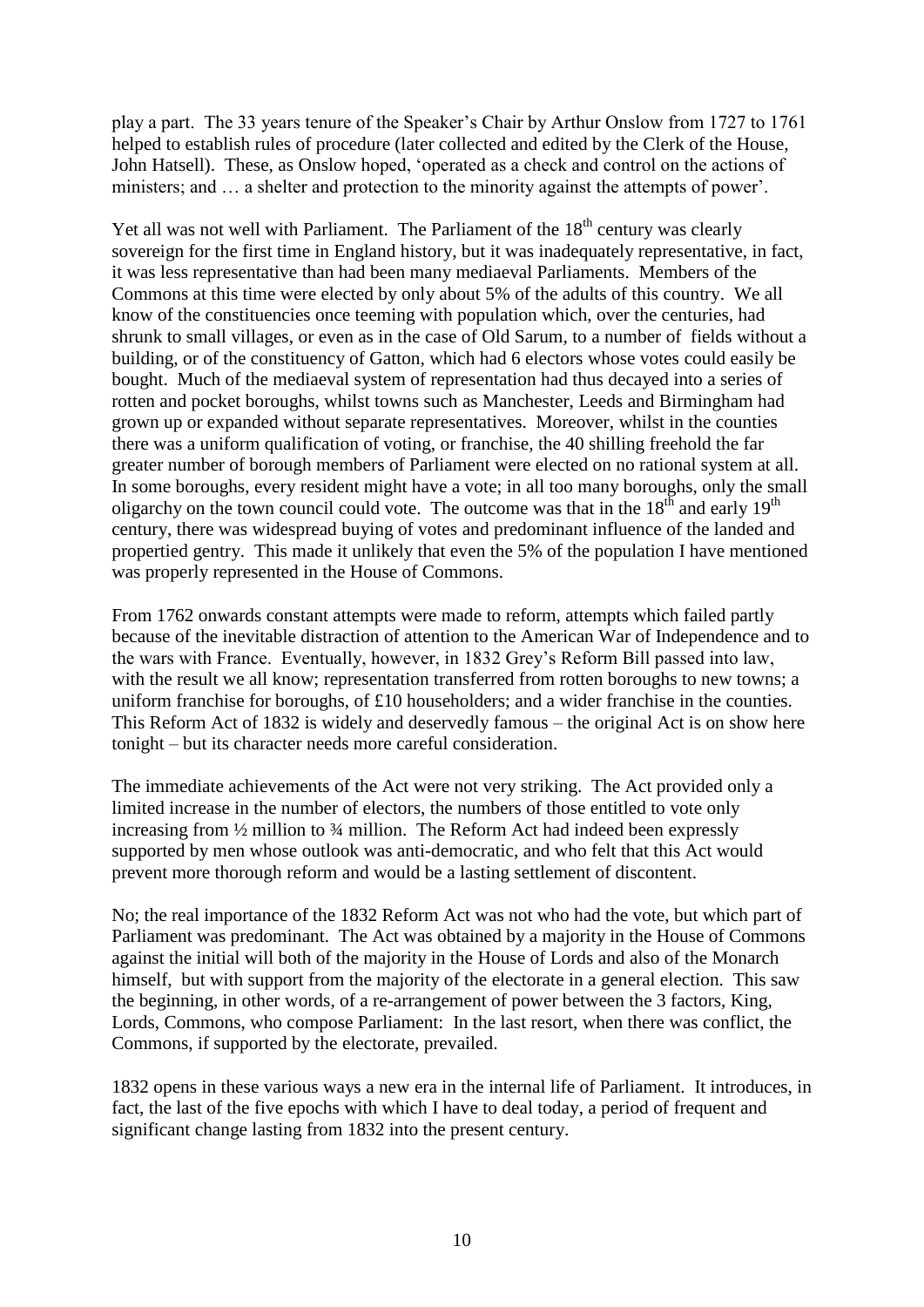play a part. The 33 years tenure of the Speaker's Chair by Arthur Onslow from 1727 to 1761 helped to establish rules of procedure (later collected and edited by the Clerk of the House, John Hatsell). These, as Onslow hoped, 'operated as a check and control on the actions of ministers; and … a shelter and protection to the minority against the attempts of power'.

Yet all was not well with Parliament. The Parliament of the 18th century was clearly sovereign for the first time in England history, but it was inadequately representative, in fact, it was less representative than had been many mediaeval Parliaments. Members of the Commons at this time were elected by only about 5% of the adults of this country. We all know of the constituencies once teeming with population which, over the centuries, had shrunk to small villages, or even as in the case of Old Sarum, to a number of fields without a building, or of the constituency of Gatton, which had 6 electors whose votes could easily be bought. Much of the mediaeval system of representation had thus decayed into a series of rotten and pocket boroughs, whilst towns such as Manchester, Leeds and Birmingham had grown up or expanded without separate representatives. Moreover, whilst in the counties there was a uniform qualification of voting, or franchise, the 40 shilling freehold the far greater number of borough members of Parliament were elected on no rational system at all. In some boroughs, every resident might have a vote; in all too many boroughs, only the small oligarchy on the town council could vote. The outcome was that in the 18th and early 19th century, there was widespread buying of votes and predominant influence of the landed and propertied gentry. This made it unlikely that even the 5% of the population I have mentioned was properly represented in the House of Commons.

From 1762 onwards constant attempts were made to reform, attempts which failed partly because of the inevitable distraction of attention to the American War of Independence and to the wars with France. Eventually, however, in 1832 Grey's Reform Bill passed into law, with the result we all know; representation transferred from rotten boroughs to new towns; a uniform franchise for boroughs, of £10 householders; and a wider franchise in the counties. This Reform Act of 1832 is widely and deservedly famous – the original Act is on show here tonight – but its character needs more careful consideration.

The immediate achievements of the Act were not very striking. The Act provided only a limited increase in the number of electors, the numbers of those entitled to vote only increasing from ½ million to ¾ million. The Reform Act had indeed been expressly supported by men whose outlook was anti-democratic, and who felt that this Act would prevent more thorough reform and would be a lasting settlement of discontent.

No; the real importance of the 1832 Reform Act was not who had the vote, but which part of Parliament was predominant. The Act was obtained by a majority in the House of Commons against the initial will both of the majority in the House of Lords and also of the Monarch himself, but with support from the majority of the electorate in a general election. This saw the beginning, in other words, of a re-arrangement of power between the 3 factors, King, Lords, Commons, who compose Parliament: In the last resort, when there was conflict, the Commons, if supported by the electorate, prevailed.

1832 opens in these various ways a new era in the internal life of Parliament. It introduces, in fact, the last of the five epochs with which I have to deal today, a period of frequent and significant change lasting from 1832 into the present century.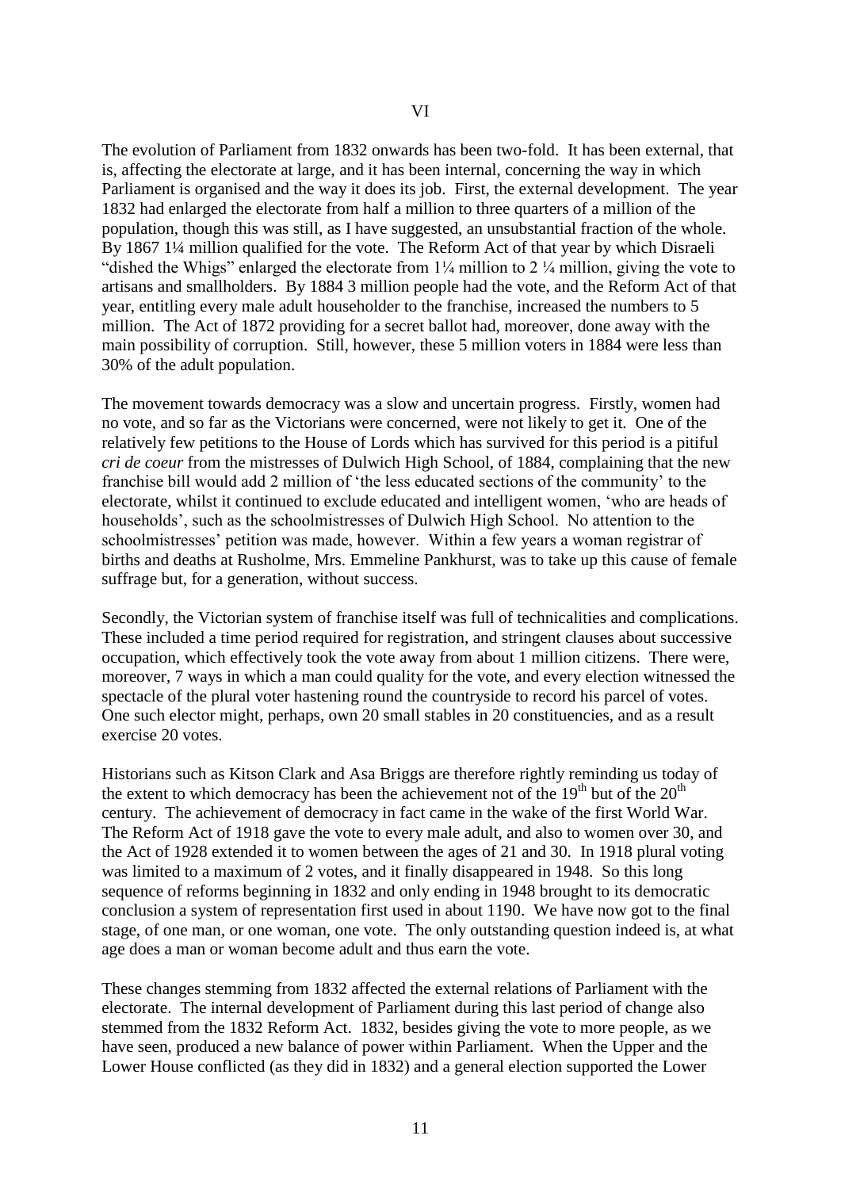## VI

The evolution of Parliament from 1832 onwards has been two-fold. It has been external, that is, affecting the electorate at large, and it has been internal, concerning the way in which Parliament is organised and the way it does its job. First, the external development. The year 1832 had enlarged the electorate from half a million to three quarters of a million of the population, though this was still, as I have suggested, an unsubstantial fraction of the whole. By 1867 1¼ million qualified for the vote. The Reform Act of that year by which Disraeli "dished the Whigs" enlarged the electorate from 1¼ million to 2 ¼ million, giving the vote to artisans and smallholders. By 1884 3 million people had the vote, and the Reform Act of that year, entitling every male adult householder to the franchise, increased the numbers to 5 million. The Act of 1872 providing for a secret ballot had, moreover, done away with the main possibility of corruption. Still, however, these 5 million voters in 1884 were less than 30% of the adult population.

The movement towards democracy was a slow and uncertain progress. Firstly, women had no vote, and so far as the Victorians were concerned, were not likely to get it. One of the relatively few petitions to the House of Lords which has survived for this period is a pitiful *cri de coeur* from the mistresses of Dulwich High School, of 1884, complaining that the new franchise bill would add 2 million of 'the less educated sections of the community' to the electorate, whilst it continued to exclude educated and intelligent women, 'who are heads of households', such as the schoolmistresses of Dulwich High School. No attention to the schoolmistresses' petition was made, however. Within a few years a woman registrar of births and deaths at Rusholme, Mrs. Emmeline Pankhurst, was to take up this cause of female suffrage but, for a generation, without success.

Secondly, the Victorian system of franchise itself was full of technicalities and complications. These included a time period required for registration, and stringent clauses about successive occupation, which effectively took the vote away from about 1 million citizens. There were, moreover, 7 ways in which a man could quality for the vote, and every election witnessed the spectacle of the plural voter hastening round the countryside to record his parcel of votes. One such elector might, perhaps, own 20 small stables in 20 constituencies, and as a result exercise 20 votes.

Historians such as Kitson Clark and Asa Briggs are therefore rightly reminding us today of the extent to which democracy has been the achievement not of the 19th but of the 20th century. The achievement of democracy in fact came in the wake of the first World War. The Reform Act of 1918 gave the vote to every male adult, and also to women over 30, and the Act of 1928 extended it to women between the ages of 21 and 30. In 1918 plural voting was limited to a maximum of 2 votes, and it finally disappeared in 1948. So this long sequence of reforms beginning in 1832 and only ending in 1948 brought to its democratic conclusion a system of representation first used in about 1190. We have now got to the final stage, of one man, or one woman, one vote. The only outstanding question indeed is, at what age does a man or woman become adult and thus earn the vote.

These changes stemming from 1832 affected the external relations of Parliament with the electorate. The internal development of Parliament during this last period of change also stemmed from the 1832 Reform Act. 1832, besides giving the vote to more people, as we have seen, produced a new balance of power within Parliament. When the Upper and the Lower House conflicted (as they did in 1832) and a general election supported the Lower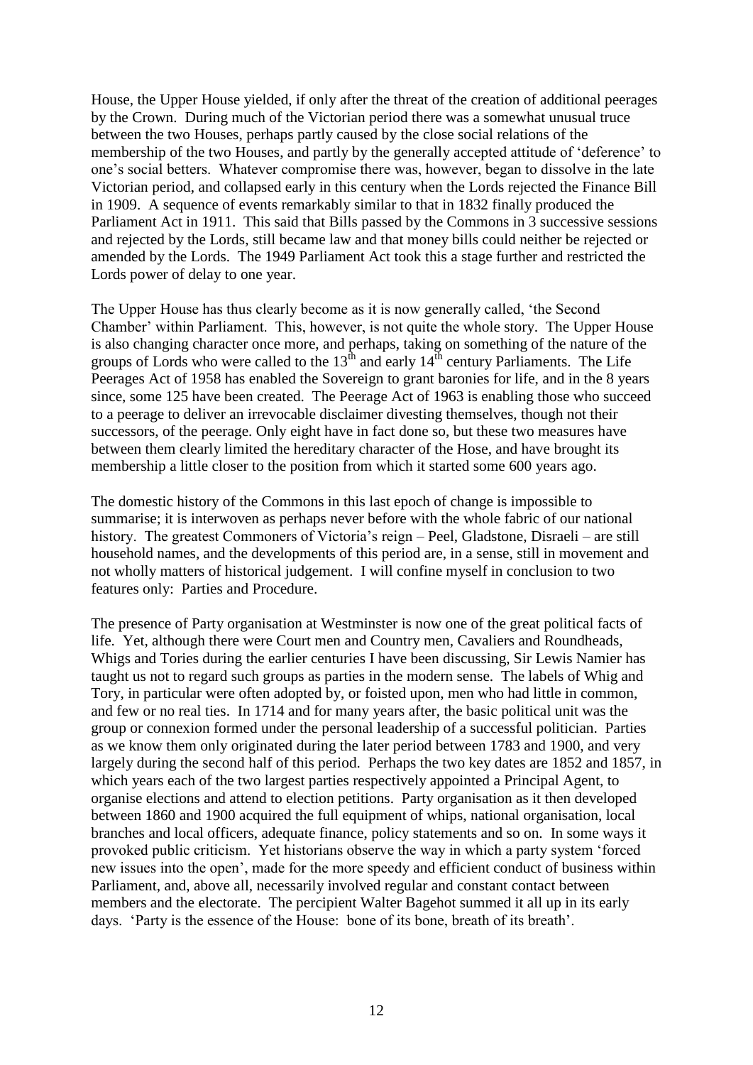House, the Upper House yielded, if only after the threat of the creation of additional peerages by the Crown. During much of the Victorian period there was a somewhat unusual truce between the two Houses, perhaps partly caused by the close social relations of the membership of the two Houses, and partly by the generally accepted attitude of 'deference' to one's social betters. Whatever compromise there was, however, began to dissolve in the late Victorian period, and collapsed early in this century when the Lords rejected the Finance Bill in 1909. A sequence of events remarkably similar to that in 1832 finally produced the Parliament Act in 1911. This said that Bills passed by the Commons in 3 successive sessions and rejected by the Lords, still became law and that money bills could neither be rejected or amended by the Lords. The 1949 Parliament Act took this a stage further and restricted the Lords power of delay to one year.

The Upper House has thus clearly become as it is now generally called, 'the Second Chamber' within Parliament. This, however, is not quite the whole story. The Upper House is also changing character once more, and perhaps, taking on something of the nature of the groups of Lords who were called to the 13th and early 14th century Parliaments. The Life Peerages Act of 1958 has enabled the Sovereign to grant baronies for life, and in the 8 years since, some 125 have been created. The Peerage Act of 1963 is enabling those who succeed to a peerage to deliver an irrevocable disclaimer divesting themselves, though not their successors, of the peerage. Only eight have in fact done so, but these two measures have between them clearly limited the hereditary character of the Hose, and have brought its membership a little closer to the position from which it started some 600 years ago.

The domestic history of the Commons in this last epoch of change is impossible to summarise; it is interwoven as perhaps never before with the whole fabric of our national history. The greatest Commoners of Victoria's reign – Peel, Gladstone, Disraeli – are still household names, and the developments of this period are, in a sense, still in movement and not wholly matters of historical judgement. I will confine myself in conclusion to two features only: Parties and Procedure.

The presence of Party organisation at Westminster is now one of the great political facts of life. Yet, although there were Court men and Country men, Cavaliers and Roundheads, Whigs and Tories during the earlier centuries I have been discussing, Sir Lewis Namier has taught us not to regard such groups as parties in the modern sense. The labels of Whig and Tory, in particular were often adopted by, or foisted upon, men who had little in common, and few or no real ties. In 1714 and for many years after, the basic political unit was the group or connexion formed under the personal leadership of a successful politician. Parties as we know them only originated during the later period between 1783 and 1900, and very largely during the second half of this period. Perhaps the two key dates are 1852 and 1857, in which years each of the two largest parties respectively appointed a Principal Agent, to organise elections and attend to election petitions. Party organisation as it then developed between 1860 and 1900 acquired the full equipment of whips, national organisation, local branches and local officers, adequate finance, policy statements and so on. In some ways it provoked public criticism. Yet historians observe the way in which a party system 'forced new issues into the open', made for the more speedy and efficient conduct of business within Parliament, and, above all, necessarily involved regular and constant contact between members and the electorate. The percipient Walter Bagehot summed it all up in its early days. 'Party is the essence of the House: bone of its bone, breath of its breath'.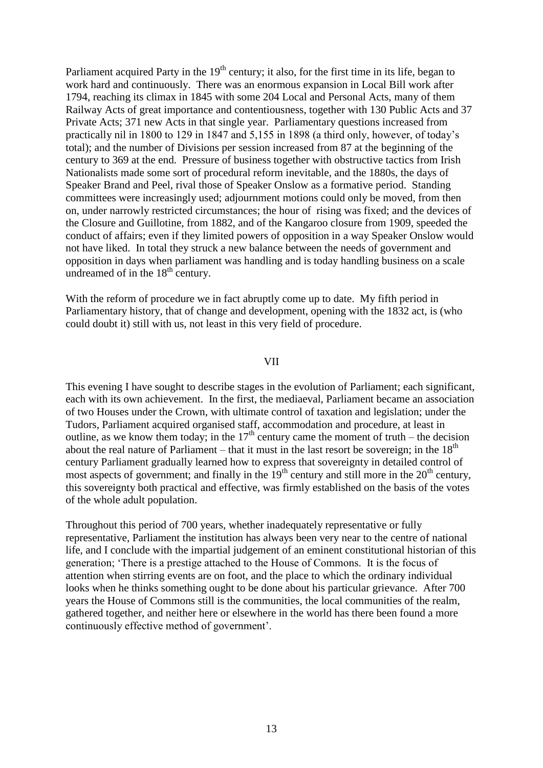Parliament acquired Party in the 19th century; it also, for the first time in its life, began to work hard and continuously. There was an enormous expansion in Local Bill work after 1794, reaching its climax in 1845 with some 204 Local and Personal Acts, many of them Railway Acts of great importance and contentiousness, together with 130 Public Acts and 37 Private Acts; 371 new Acts in that single year. Parliamentary questions increased from practically nil in 1800 to 129 in 1847 and 5,155 in 1898 (a third only, however, of today's total); and the number of Divisions per session increased from 87 at the beginning of the century to 369 at the end. Pressure of business together with obstructive tactics from Irish Nationalists made some sort of procedural reform inevitable, and the 1880s, the days of Speaker Brand and Peel, rival those of Speaker Onslow as a formative period. Standing committees were increasingly used; adjournment motions could only be moved, from then on, under narrowly restricted circumstances; the hour of rising was fixed; and the devices of the Closure and Guillotine, from 1882, and of the Kangaroo closure from 1909, speeded the conduct of affairs; even if they limited powers of opposition in a way Speaker Onslow would not have liked. In total they struck a new balance between the needs of government and opposition in days when parliament was handling and is today handling business on a scale undreamed of in the 18th century.

With the reform of procedure we in fact abruptly come up to date. My fifth period in Parliamentary history, that of change and development, opening with the 1832 act, is (who could doubt it) still with us, not least in this very field of procedure.

## VII

This evening I have sought to describe stages in the evolution of Parliament; each significant, each with its own achievement. In the first, the mediaeval, Parliament became an association of two Houses under the Crown, with ultimate control of taxation and legislation; under the Tudors, Parliament acquired organised staff, accommodation and procedure, at least in outline, as we know them today; in the 17th century came the moment of truth – the decision about the real nature of Parliament – that it must in the last resort be sovereign; in the 18th century Parliament gradually learned how to express that sovereignty in detailed control of most aspects of government; and finally in the 19th century and still more in the 20th century, this sovereignty both practical and effective, was firmly established on the basis of the votes of the whole adult population.

Throughout this period of 700 years, whether inadequately representative or fully representative, Parliament the institution has always been very near to the centre of national life, and I conclude with the impartial judgement of an eminent constitutional historian of this generation; 'There is a prestige attached to the House of Commons. It is the focus of attention when stirring events are on foot, and the place to which the ordinary individual looks when he thinks something ought to be done about his particular grievance. After 700 years the House of Commons still is the communities, the local communities of the realm, gathered together, and neither here or elsewhere in the world has there been found a more continuously effective method of government'.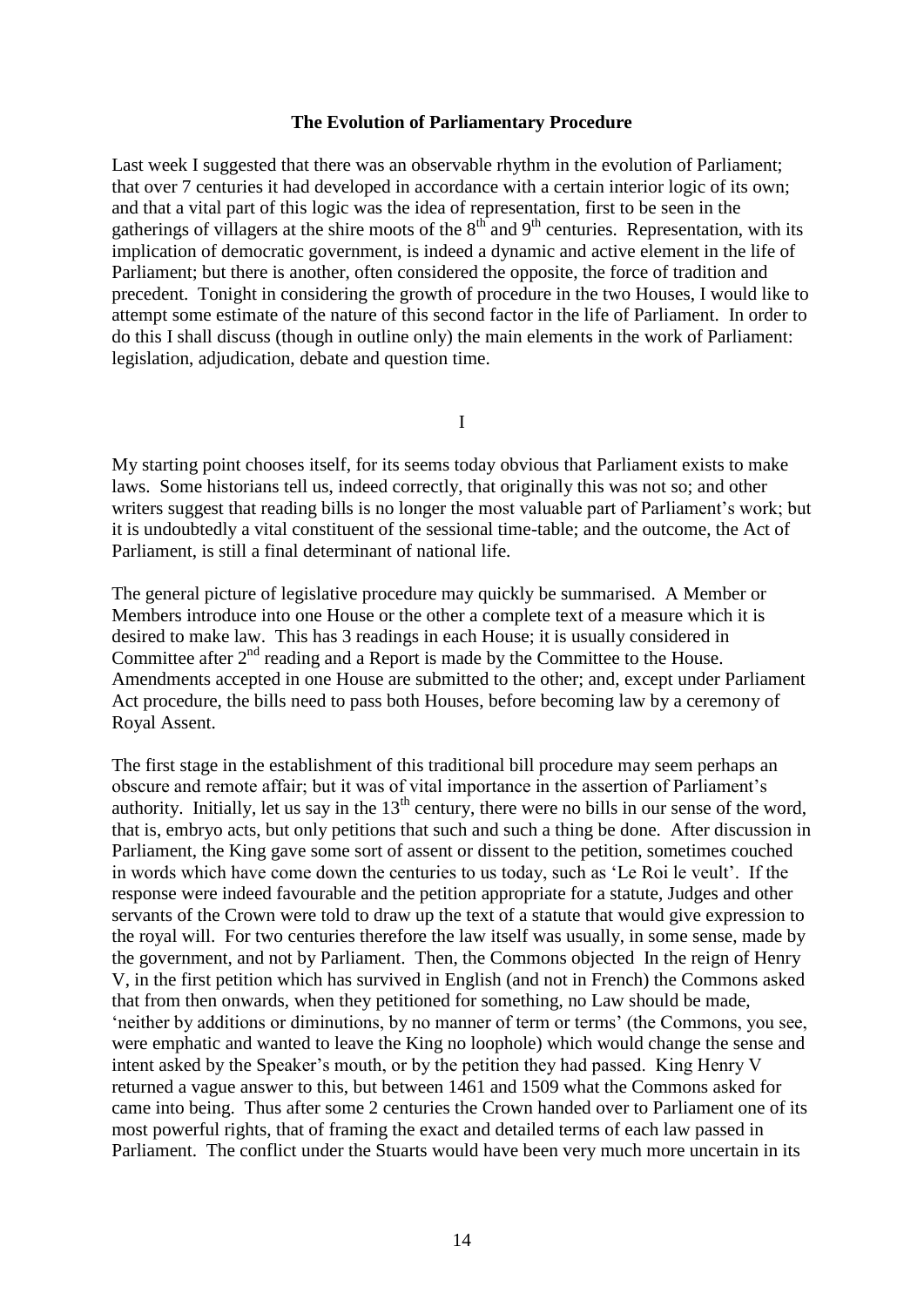## The Evolution of Parliamentary Procedure

Last week I suggested that there was an observable rhythm in the evolution of Parliament; that over 7 centuries it had developed in accordance with a certain interior logic of its own; and that a vital part of this logic was the idea of representation, first to be seen in the gatherings of villagers at the shire moots of the 8th and 9th centuries. Representation, with its implication of democratic government, is indeed a dynamic and active element in the life of Parliament; but there is another, often considered the opposite, the force of tradition and precedent. Tonight in considering the growth of procedure in the two Houses, I would like to attempt some estimate of the nature of this second factor in the life of Parliament. In order to do this I shall discuss (though in outline only) the main elements in the work of Parliament: legislation, adjudication, debate and question time.

I

My starting point chooses itself, for its seems today obvious that Parliament exists to make laws. Some historians tell us, indeed correctly, that originally this was not so; and other writers suggest that reading bills is no longer the most valuable part of Parliament's work; but it is undoubtedly a vital constituent of the sessional time-table; and the outcome, the Act of Parliament, is still a final determinant of national life.

The general picture of legislative procedure may quickly be summarised. A Member or Members introduce into one House or the other a complete text of a measure which it is desired to make law. This has 3 readings in each House; it is usually considered in Committee after 2nd reading and a Report is made by the Committee to the House. Amendments accepted in one House are submitted to the other; and, except under Parliament Act procedure, the bills need to pass both Houses, before becoming law by a ceremony of Royal Assent.

The first stage in the establishment of this traditional bill procedure may seem perhaps an obscure and remote affair; but it was of vital importance in the assertion of Parliament's authority. Initially, let us say in the 13th century, there were no bills in our sense of the word, that is, embryo acts, but only petitions that such and such a thing be done. After discussion in Parliament, the King gave some sort of assent or dissent to the petition, sometimes couched in words which have come down the centuries to us today, such as 'Le Roi le veult'. If the response were indeed favourable and the petition appropriate for a statute, Judges and other servants of the Crown were told to draw up the text of a statute that would give expression to the royal will. For two centuries therefore the law itself was usually, in some sense, made by the government, and not by Parliament. Then, the Commons objected In the reign of Henry V, in the first petition which has survived in English (and not in French) the Commons asked that from then onwards, when they petitioned for something, no Law should be made, 'neither by additions or diminutions, by no manner of term or terms' (the Commons, you see, were emphatic and wanted to leave the King no loophole) which would change the sense and intent asked by the Speaker's mouth, or by the petition they had passed. King Henry V returned a vague answer to this, but between 1461 and 1509 what the Commons asked for came into being. Thus after some 2 centuries the Crown handed over to Parliament one of its most powerful rights, that of framing the exact and detailed terms of each law passed in Parliament. The conflict under the Stuarts would have been very much more uncertain in its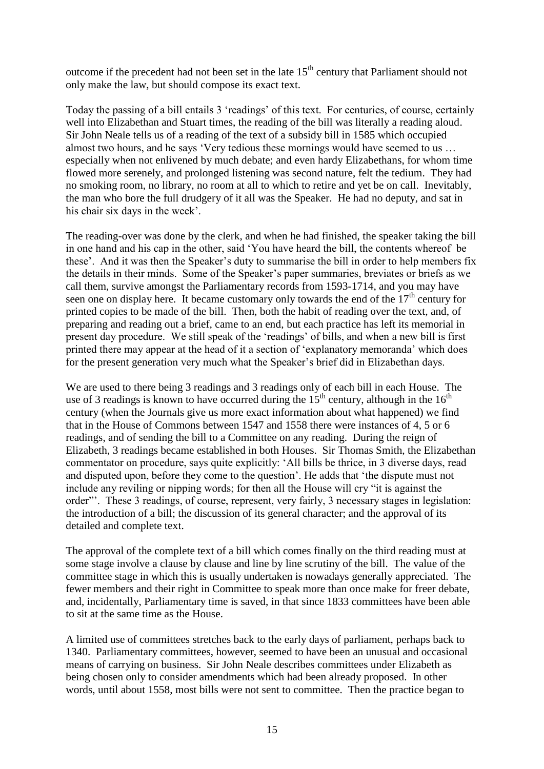outcome if the precedent had not been set in the late 15th century that Parliament should not only make the law, but should compose its exact text.

Today the passing of a bill entails 3 'readings' of this text. For centuries, of course, certainly well into Elizabethan and Stuart times, the reading of the bill was literally a reading aloud. Sir John Neale tells us of a reading of the text of a subsidy bill in 1585 which occupied almost two hours, and he says 'Very tedious these mornings would have seemed to us … especially when not enlivened by much debate; and even hardy Elizabethans, for whom time flowed more serenely, and prolonged listening was second nature, felt the tedium. They had no smoking room, no library, no room at all to which to retire and yet be on call. Inevitably, the man who bore the full drudgery of it all was the Speaker. He had no deputy, and sat in his chair six days in the week'.

The reading-over was done by the clerk, and when he had finished, the speaker taking the bill in one hand and his cap in the other, said 'You have heard the bill, the contents whereof be these'. And it was then the Speaker's duty to summarise the bill in order to help members fix the details in their minds. Some of the Speaker's paper summaries, breviates or briefs as we call them, survive amongst the Parliamentary records from 1593-1714, and you may have seen one on display here. It became customary only towards the end of the 17th century for printed copies to be made of the bill. Then, both the habit of reading over the text, and, of preparing and reading out a brief, came to an end, but each practice has left its memorial in present day procedure. We still speak of the 'readings' of bills, and when a new bill is first printed there may appear at the head of it a section of 'explanatory memoranda' which does for the present generation very much what the Speaker's brief did in Elizabethan days.

We are used to there being 3 readings and 3 readings only of each bill in each House. The use of 3 readings is known to have occurred during the 15th century, although in the 16th century (when the Journals give us more exact information about what happened) we find that in the House of Commons between 1547 and 1558 there were instances of 4, 5 or 6 readings, and of sending the bill to a Committee on any reading. During the reign of Elizabeth, 3 readings became established in both Houses. Sir Thomas Smith, the Elizabethan commentator on procedure, says quite explicitly: 'All bills be thrice, in 3 diverse days, read and disputed upon, before they come to the question'. He adds that 'the dispute must not include any reviling or nipping words; for then all the House will cry "it is against the order"'. These 3 readings, of course, represent, very fairly, 3 necessary stages in legislation: the introduction of a bill; the discussion of its general character; and the approval of its detailed and complete text.

The approval of the complete text of a bill which comes finally on the third reading must at some stage involve a clause by clause and line by line scrutiny of the bill. The value of the committee stage in which this is usually undertaken is nowadays generally appreciated. The fewer members and their right in Committee to speak more than once make for freer debate, and, incidentally, Parliamentary time is saved, in that since 1833 committees have been able to sit at the same time as the House.

A limited use of committees stretches back to the early days of parliament, perhaps back to 1340. Parliamentary committees, however, seemed to have been an unusual and occasional means of carrying on business. Sir John Neale describes committees under Elizabeth as being chosen only to consider amendments which had been already proposed. In other words, until about 1558, most bills were not sent to committee. Then the practice began to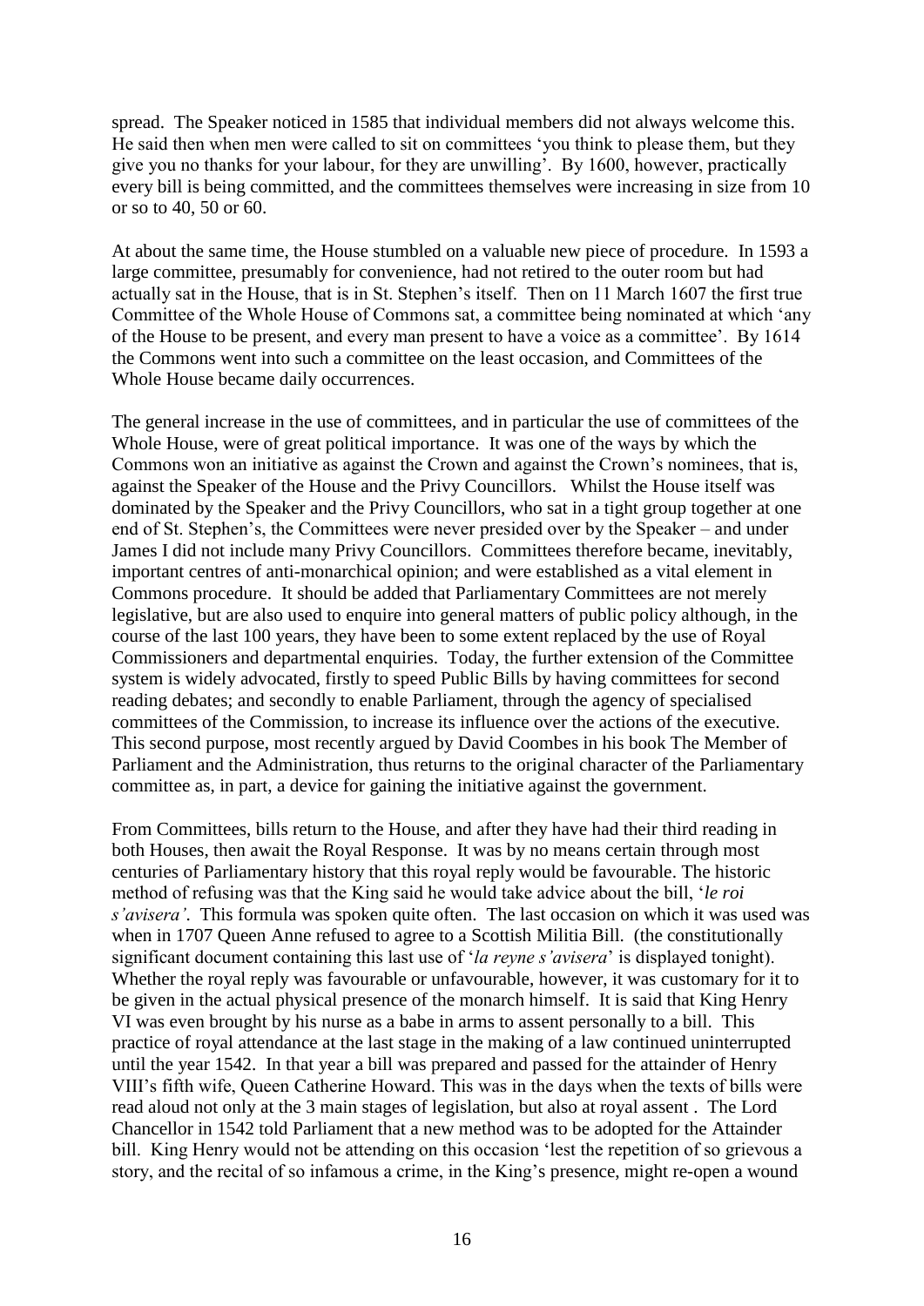spread. The Speaker noticed in 1585 that individual members did not always welcome this. He said then when men were called to sit on committees 'you think to please them, but they give you no thanks for your labour, for they are unwilling'. By 1600, however, practically every bill is being committed, and the committees themselves were increasing in size from 10 or so to 40, 50 or 60.

At about the same time, the House stumbled on a valuable new piece of procedure. In 1593 a large committee, presumably for convenience, had not retired to the outer room but had actually sat in the House, that is in St. Stephen's itself. Then on 11 March 1607 the first true Committee of the Whole House of Commons sat, a committee being nominated at which 'any of the House to be present, and every man present to have a voice as a committee'. By 1614 the Commons went into such a committee on the least occasion, and Committees of the Whole House became daily occurrences.

The general increase in the use of committees, and in particular the use of committees of the Whole House, were of great political importance. It was one of the ways by which the Commons won an initiative as against the Crown and against the Crown's nominees, that is, against the Speaker of the House and the Privy Councillors. Whilst the House itself was dominated by the Speaker and the Privy Councillors, who sat in a tight group together at one end of St. Stephen's, the Committees were never presided over by the Speaker – and under James I did not include many Privy Councillors. Committees therefore became, inevitably, important centres of anti-monarchical opinion; and were established as a vital element in Commons procedure. It should be added that Parliamentary Committees are not merely legislative, but are also used to enquire into general matters of public policy although, in the course of the last 100 years, they have been to some extent replaced by the use of Royal Commissioners and departmental enquiries. Today, the further extension of the Committee system is widely advocated, firstly to speed Public Bills by having committees for second reading debates; and secondly to enable Parliament, through the agency of specialised committees of the Commission, to increase its influence over the actions of the executive. This second purpose, most recently argued by David Coombes in his book The Member of Parliament and the Administration, thus returns to the original character of the Parliamentary committee as, in part, a device for gaining the initiative against the government.

From Committees, bills return to the House, and after they have had their third reading in both Houses, then await the Royal Response. It was by no means certain through most centuries of Parliamentary history that this royal reply would be favourable. The historic method of refusing was that the King said he would take advice about the bill, '*le roi s'avisera'*. This formula was spoken quite often. The last occasion on which it was used was when in 1707 Queen Anne refused to agree to a Scottish Militia Bill. (the constitutionally significant document containing this last use of '*la reyne s'avisera*' is displayed tonight). Whether the royal reply was favourable or unfavourable, however, it was customary for it to be given in the actual physical presence of the monarch himself. It is said that King Henry VI was even brought by his nurse as a babe in arms to assent personally to a bill. This practice of royal attendance at the last stage in the making of a law continued uninterrupted until the year 1542. In that year a bill was prepared and passed for the attainder of Henry VIII's fifth wife, Queen Catherine Howard. This was in the days when the texts of bills were read aloud not only at the 3 main stages of legislation, but also at royal assent . The Lord Chancellor in 1542 told Parliament that a new method was to be adopted for the Attainder bill. King Henry would not be attending on this occasion 'lest the repetition of so grievous a story, and the recital of so infamous a crime, in the King's presence, might re-open a wound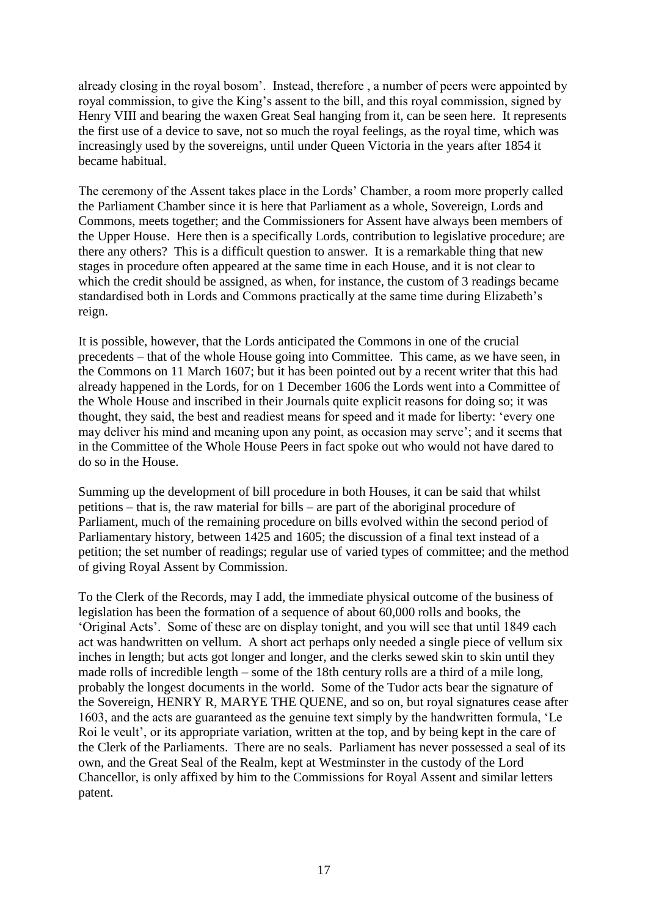already closing in the royal bosom'. Instead, therefore , a number of peers were appointed by royal commission, to give the King's assent to the bill, and this royal commission, signed by Henry VIII and bearing the waxen Great Seal hanging from it, can be seen here. It represents the first use of a device to save, not so much the royal feelings, as the royal time, which was increasingly used by the sovereigns, until under Queen Victoria in the years after 1854 it became habitual.

The ceremony of the Assent takes place in the Lords' Chamber, a room more properly called the Parliament Chamber since it is here that Parliament as a whole, Sovereign, Lords and Commons, meets together; and the Commissioners for Assent have always been members of the Upper House. Here then is a specifically Lords, contribution to legislative procedure; are there any others? This is a difficult question to answer. It is a remarkable thing that new stages in procedure often appeared at the same time in each House, and it is not clear to which the credit should be assigned, as when, for instance, the custom of 3 readings became standardised both in Lords and Commons practically at the same time during Elizabeth's reign.

It is possible, however, that the Lords anticipated the Commons in one of the crucial precedents – that of the whole House going into Committee. This came, as we have seen, in the Commons on 11 March 1607; but it has been pointed out by a recent writer that this had already happened in the Lords, for on 1 December 1606 the Lords went into a Committee of the Whole House and inscribed in their Journals quite explicit reasons for doing so; it was thought, they said, the best and readiest means for speed and it made for liberty: 'every one may deliver his mind and meaning upon any point, as occasion may serve'; and it seems that in the Committee of the Whole House Peers in fact spoke out who would not have dared to do so in the House.

Summing up the development of bill procedure in both Houses, it can be said that whilst petitions – that is, the raw material for bills – are part of the aboriginal procedure of Parliament, much of the remaining procedure on bills evolved within the second period of Parliamentary history, between 1425 and 1605; the discussion of a final text instead of a petition; the set number of readings; regular use of varied types of committee; and the method of giving Royal Assent by Commission.

To the Clerk of the Records, may I add, the immediate physical outcome of the business of legislation has been the formation of a sequence of about 60,000 rolls and books, the 'Original Acts'. Some of these are on display tonight, and you will see that until 1849 each act was handwritten on vellum. A short act perhaps only needed a single piece of vellum six inches in length; but acts got longer and longer, and the clerks sewed skin to skin until they made rolls of incredible length – some of the 18th century rolls are a third of a mile long, probably the longest documents in the world. Some of the Tudor acts bear the signature of the Sovereign, HENRY R, MARYE THE QUENE, and so on, but royal signatures cease after 1603, and the acts are guaranteed as the genuine text simply by the handwritten formula, 'Le Roi le veult', or its appropriate variation, written at the top, and by being kept in the care of the Clerk of the Parliaments. There are no seals. Parliament has never possessed a seal of its own, and the Great Seal of the Realm, kept at Westminster in the custody of the Lord Chancellor, is only affixed by him to the Commissions for Royal Assent and similar letters patent.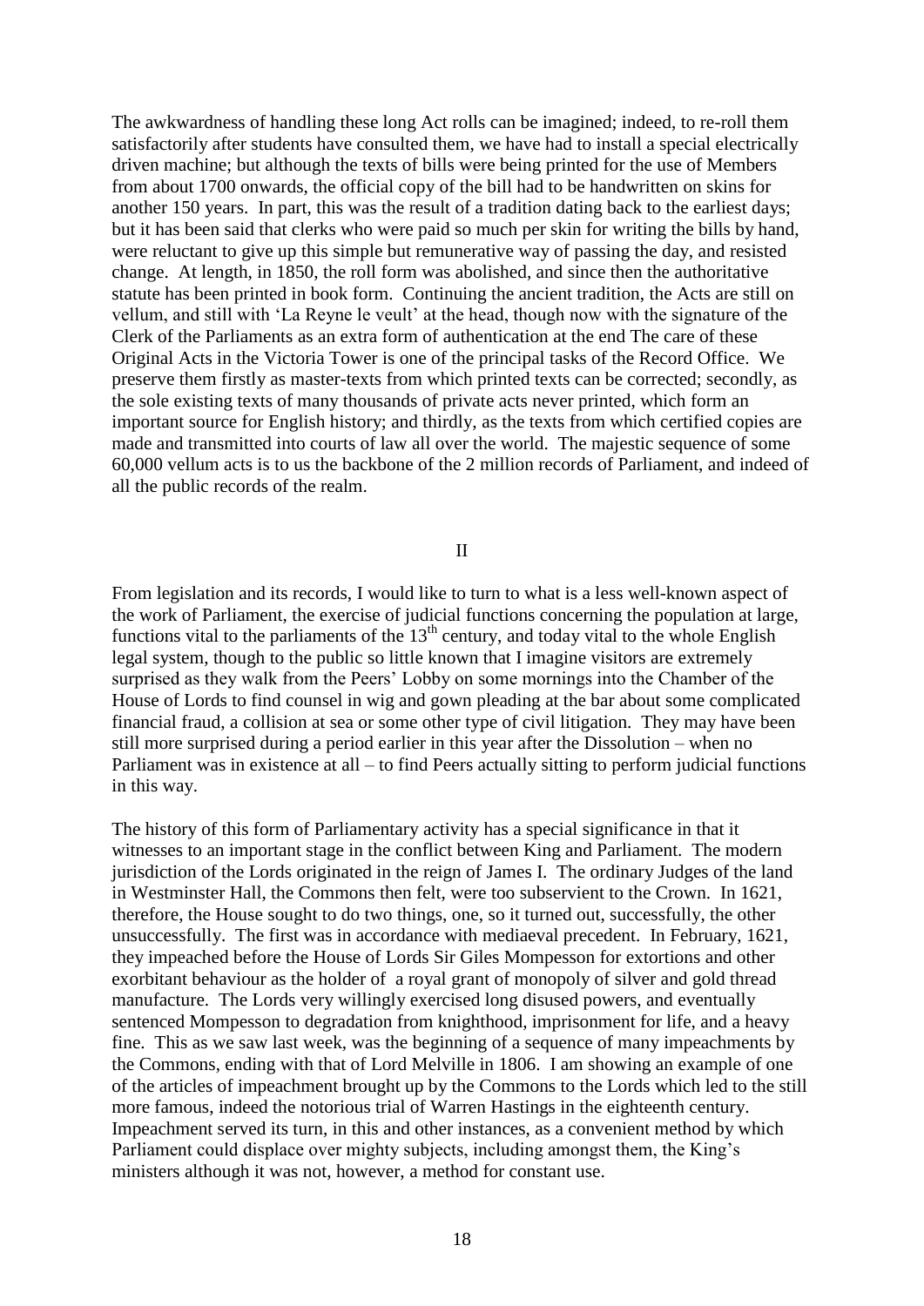The awkwardness of handling these long Act rolls can be imagined; indeed, to re-roll them satisfactorily after students have consulted them, we have had to install a special electrically driven machine; but although the texts of bills were being printed for the use of Members from about 1700 onwards, the official copy of the bill had to be handwritten on skins for another 150 years. In part, this was the result of a tradition dating back to the earliest days; but it has been said that clerks who were paid so much per skin for writing the bills by hand, were reluctant to give up this simple but remunerative way of passing the day, and resisted change. At length, in 1850, the roll form was abolished, and since then the authoritative statute has been printed in book form. Continuing the ancient tradition, the Acts are still on vellum, and still with 'La Reyne le veult' at the head, though now with the signature of the Clerk of the Parliaments as an extra form of authentication at the end The care of these Original Acts in the Victoria Tower is one of the principal tasks of the Record Office. We preserve them firstly as master-texts from which printed texts can be corrected; secondly, as the sole existing texts of many thousands of private acts never printed, which form an important source for English history; and thirdly, as the texts from which certified copies are made and transmitted into courts of law all over the world. The majestic sequence of some 60,000 vellum acts is to us the backbone of the 2 million records of Parliament, and indeed of all the public records of the realm.

## II

From legislation and its records, I would like to turn to what is a less well-known aspect of the work of Parliament, the exercise of judicial functions concerning the population at large, functions vital to the parliaments of the 13th century, and today vital to the whole English legal system, though to the public so little known that I imagine visitors are extremely surprised as they walk from the Peers' Lobby on some mornings into the Chamber of the House of Lords to find counsel in wig and gown pleading at the bar about some complicated financial fraud, a collision at sea or some other type of civil litigation. They may have been still more surprised during a period earlier in this year after the Dissolution – when no Parliament was in existence at all – to find Peers actually sitting to perform judicial functions in this way.

The history of this form of Parliamentary activity has a special significance in that it witnesses to an important stage in the conflict between King and Parliament. The modern jurisdiction of the Lords originated in the reign of James I. The ordinary Judges of the land in Westminster Hall, the Commons then felt, were too subservient to the Crown. In 1621, therefore, the House sought to do two things, one, so it turned out, successfully, the other unsuccessfully. The first was in accordance with mediaeval precedent. In February, 1621, they impeached before the House of Lords Sir Giles Mompesson for extortions and other exorbitant behaviour as the holder of a royal grant of monopoly of silver and gold thread manufacture. The Lords very willingly exercised long disused powers, and eventually sentenced Mompesson to degradation from knighthood, imprisonment for life, and a heavy fine. This as we saw last week, was the beginning of a sequence of many impeachments by the Commons, ending with that of Lord Melville in 1806. I am showing an example of one of the articles of impeachment brought up by the Commons to the Lords which led to the still more famous, indeed the notorious trial of Warren Hastings in the eighteenth century. Impeachment served its turn, in this and other instances, as a convenient method by which Parliament could displace over mighty subjects, including amongst them, the King's ministers although it was not, however, a method for constant use.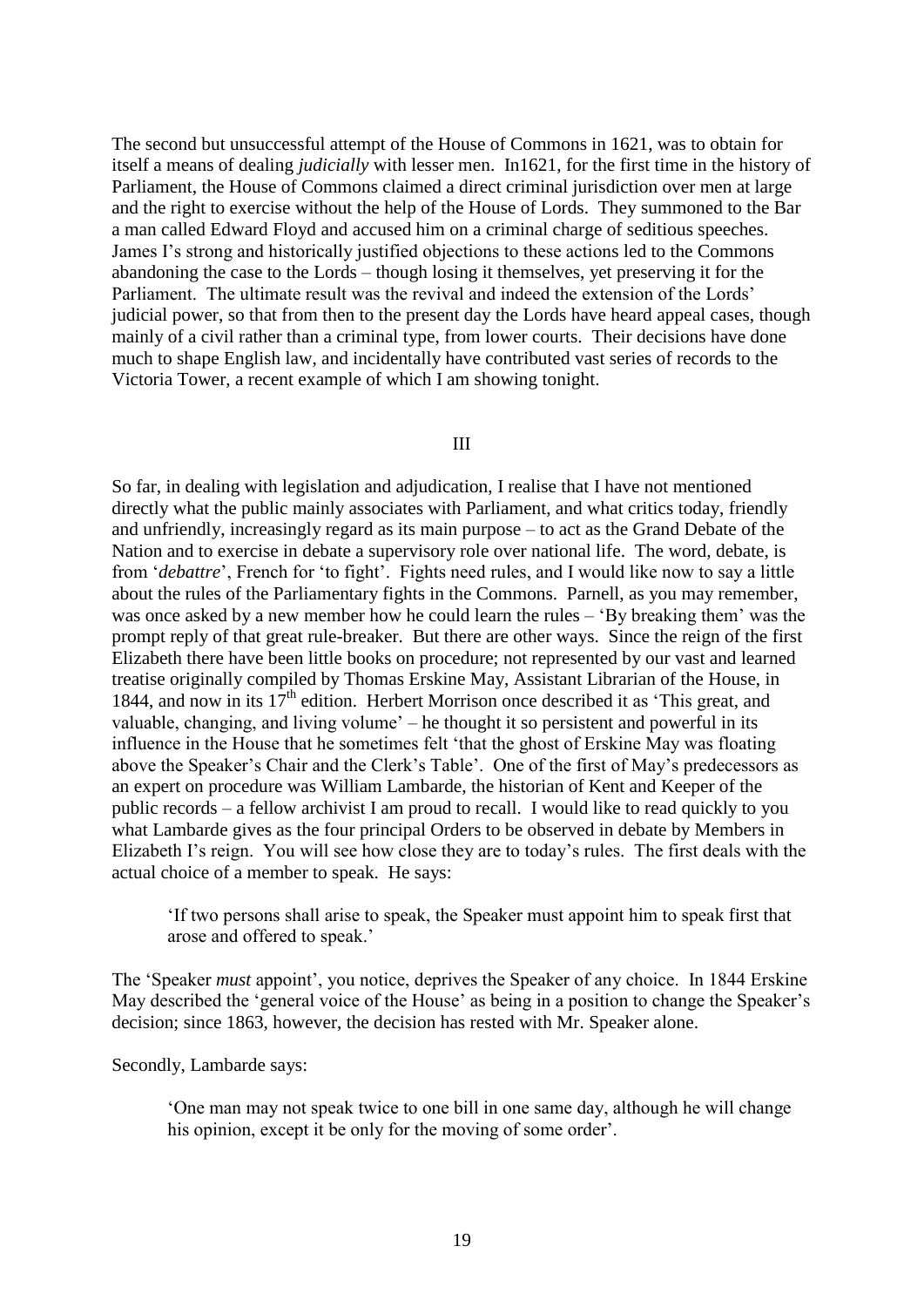The second but unsuccessful attempt of the House of Commons in 1621, was to obtain for itself a means of dealing *judicially* with lesser men. In1621, for the first time in the history of Parliament, the House of Commons claimed a direct criminal jurisdiction over men at large and the right to exercise without the help of the House of Lords. They summoned to the Bar a man called Edward Floyd and accused him on a criminal charge of seditious speeches. James I's strong and historically justified objections to these actions led to the Commons abandoning the case to the Lords – though losing it themselves, yet preserving it for the Parliament. The ultimate result was the revival and indeed the extension of the Lords' judicial power, so that from then to the present day the Lords have heard appeal cases, though mainly of a civil rather than a criminal type, from lower courts. Their decisions have done much to shape English law, and incidentally have contributed vast series of records to the Victoria Tower, a recent example of which I am showing tonight.

III

So far, in dealing with legislation and adjudication, I realise that I have not mentioned directly what the public mainly associates with Parliament, and what critics today, friendly and unfriendly, increasingly regard as its main purpose – to act as the Grand Debate of the Nation and to exercise in debate a supervisory role over national life. The word, debate, is from '*debattre*', French for 'to fight'. Fights need rules, and I would like now to say a little about the rules of the Parliamentary fights in the Commons. Parnell, as you may remember, was once asked by a new member how he could learn the rules – 'By breaking them' was the prompt reply of that great rule-breaker. But there are other ways. Since the reign of the first Elizabeth there have been little books on procedure; not represented by our vast and learned treatise originally compiled by Thomas Erskine May, Assistant Librarian of the House, in 1844, and now in its 17th edition. Herbert Morrison once described it as 'This great, and valuable, changing, and living volume' – he thought it so persistent and powerful in its influence in the House that he sometimes felt 'that the ghost of Erskine May was floating above the Speaker's Chair and the Clerk's Table'. One of the first of May's predecessors as an expert on procedure was William Lambarde, the historian of Kent and Keeper of the public records – a fellow archivist I am proud to recall. I would like to read quickly to you what Lambarde gives as the four principal Orders to be observed in debate by Members in Elizabeth I's reign. You will see how close they are to today's rules. The first deals with the actual choice of a member to speak. He says:

> 'If two persons shall arise to speak, the Speaker must appoint him to speak first that arose and offered to speak.'

The 'Speaker *must* appoint', you notice, deprives the Speaker of any choice. In 1844 Erskine May described the 'general voice of the House' as being in a position to change the Speaker's decision; since 1863, however, the decision has rested with Mr. Speaker alone.

Secondly, Lambarde says:

> 'One man may not speak twice to one bill in one same day, although he will change his opinion, except it be only for the moving of some order'.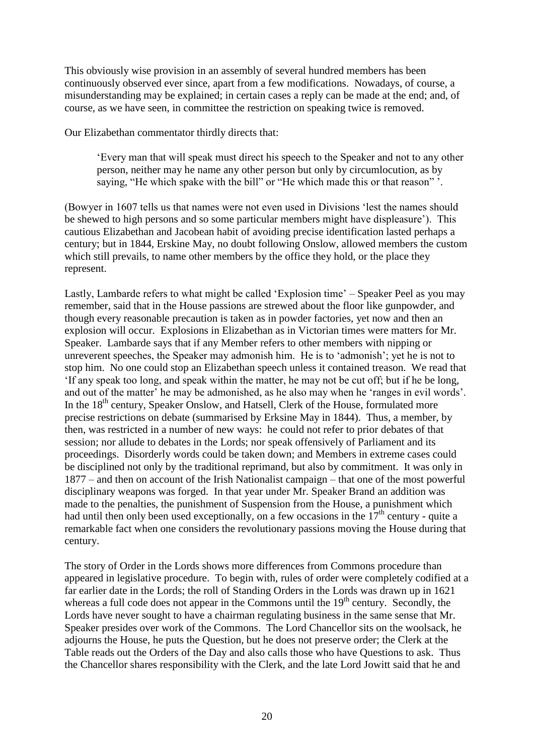This obviously wise provision in an assembly of several hundred members has been continuously observed ever since, apart from a few modifications. Nowadays, of course, a misunderstanding may be explained; in certain cases a reply can be made at the end; and, of course, as we have seen, in committee the restriction on speaking twice is removed.

Our Elizabethan commentator thirdly directs that:

> 'Every man that will speak must direct his speech to the Speaker and not to any other person, neither may he name any other person but only by circumlocution, as by saying, "He which spake with the bill" or "He which made this or that reason" '.

(Bowyer in 1607 tells us that names were not even used in Divisions 'lest the names should be shewed to high persons and so some particular members might have displeasure'). This cautious Elizabethan and Jacobean habit of avoiding precise identification lasted perhaps a century; but in 1844, Erskine May, no doubt following Onslow, allowed members the custom which still prevails, to name other members by the office they hold, or the place they represent.

Lastly, Lambarde refers to what might be called 'Explosion time' – Speaker Peel as you may remember, said that in the House passions are strewed about the floor like gunpowder, and though every reasonable precaution is taken as in powder factories, yet now and then an explosion will occur. Explosions in Elizabethan as in Victorian times were matters for Mr. Speaker. Lambarde says that if any Member refers to other members with nipping or unreverent speeches, the Speaker may admonish him. He is to 'admonish'; yet he is not to stop him. No one could stop an Elizabethan speech unless it contained treason. We read that 'If any speak too long, and speak within the matter, he may not be cut off; but if he be long, and out of the matter' he may be admonished, as he also may when he 'ranges in evil words'. In the 18th century, Speaker Onslow, and Hatsell, Clerk of the House, formulated more precise restrictions on debate (summarised by Erksine May in 1844). Thus, a member, by then, was restricted in a number of new ways: he could not refer to prior debates of that session; nor allude to debates in the Lords; nor speak offensively of Parliament and its proceedings. Disorderly words could be taken down; and Members in extreme cases could be disciplined not only by the traditional reprimand, but also by commitment. It was only in 1877 – and then on account of the Irish Nationalist campaign – that one of the most powerful disciplinary weapons was forged. In that year under Mr. Speaker Brand an addition was made to the penalties, the punishment of Suspension from the House, a punishment which had until then only been used exceptionally, on a few occasions in the 17th century - quite a remarkable fact when one considers the revolutionary passions moving the House during that century.

The story of Order in the Lords shows more differences from Commons procedure than appeared in legislative procedure. To begin with, rules of order were completely codified at a far earlier date in the Lords; the roll of Standing Orders in the Lords was drawn up in 1621 whereas a full code does not appear in the Commons until the 19th century. Secondly, the Lords have never sought to have a chairman regulating business in the same sense that Mr. Speaker presides over work of the Commons. The Lord Chancellor sits on the woolsack, he adjourns the House, he puts the Question, but he does not preserve order; the Clerk at the Table reads out the Orders of the Day and also calls those who have Questions to ask. Thus the Chancellor shares responsibility with the Clerk, and the late Lord Jowitt said that he and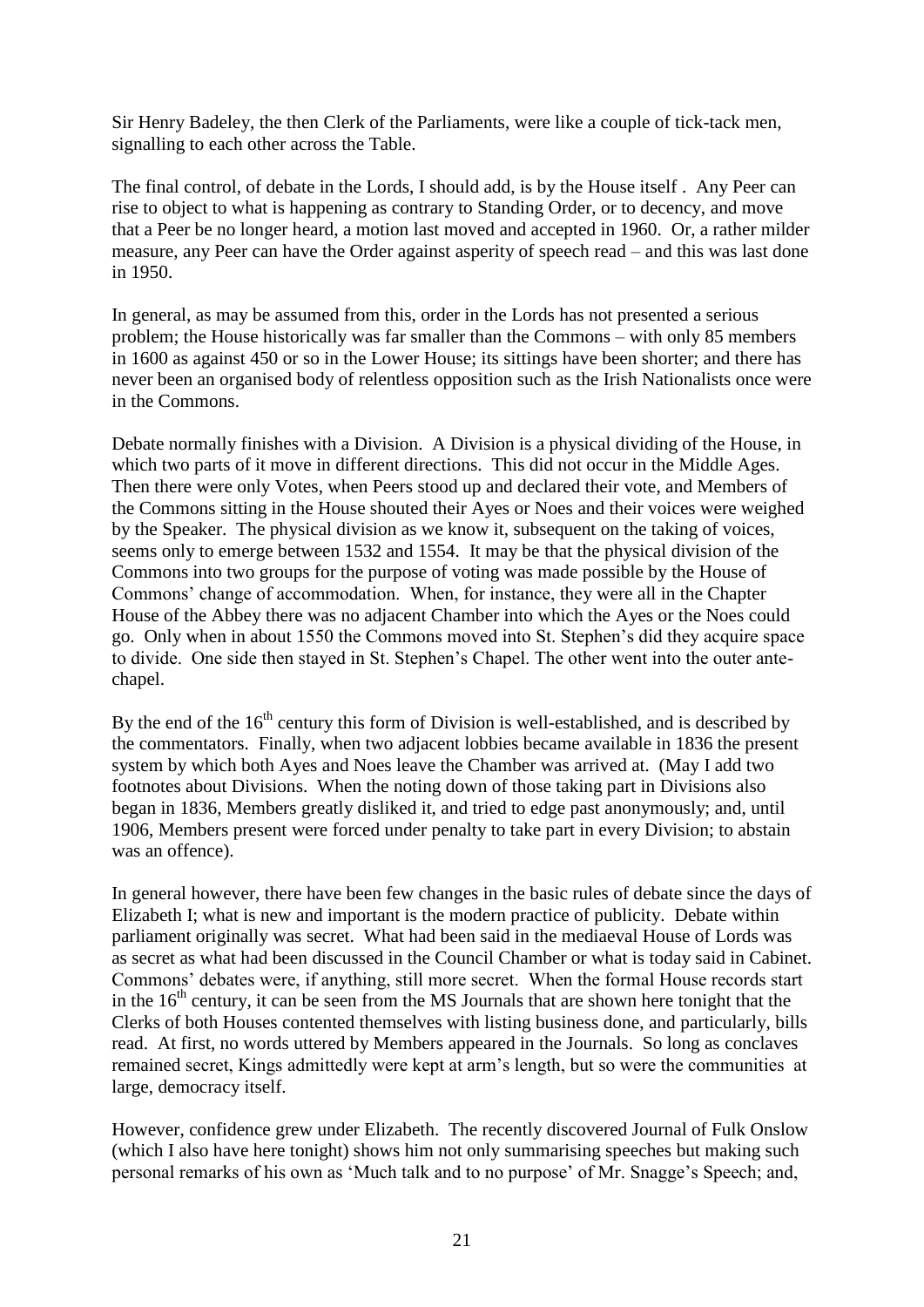Sir Henry Badeley, the then Clerk of the Parliaments, were like a couple of tick-tack men, signalling to each other across the Table.

The final control, of debate in the Lords, I should add, is by the House itself . Any Peer can rise to object to what is happening as contrary to Standing Order, or to decency, and move that a Peer be no longer heard, a motion last moved and accepted in 1960. Or, a rather milder measure, any Peer can have the Order against asperity of speech read – and this was last done in 1950.

In general, as may be assumed from this, order in the Lords has not presented a serious problem; the House historically was far smaller than the Commons – with only 85 members in 1600 as against 450 or so in the Lower House; its sittings have been shorter; and there has never been an organised body of relentless opposition such as the Irish Nationalists once were in the Commons.

Debate normally finishes with a Division. A Division is a physical dividing of the House, in which two parts of it move in different directions. This did not occur in the Middle Ages. Then there were only Votes, when Peers stood up and declared their vote, and Members of the Commons sitting in the House shouted their Ayes or Noes and their voices were weighed by the Speaker. The physical division as we know it, subsequent on the taking of voices, seems only to emerge between 1532 and 1554. It may be that the physical division of the Commons into two groups for the purpose of voting was made possible by the House of Commons' change of accommodation. When, for instance, they were all in the Chapter House of the Abbey there was no adjacent Chamber into which the Ayes or the Noes could go. Only when in about 1550 the Commons moved into St. Stephen's did they acquire space to divide. One side then stayed in St. Stephen's Chapel. The other went into the outer ante-chapel.

By the end of the 16th century this form of Division is well-established, and is described by the commentators. Finally, when two adjacent lobbies became available in 1836 the present system by which both Ayes and Noes leave the Chamber was arrived at. (May I add two footnotes about Divisions. When the noting down of those taking part in Divisions also began in 1836, Members greatly disliked it, and tried to edge past anonymously; and, until 1906, Members present were forced under penalty to take part in every Division; to abstain was an offence).

In general however, there have been few changes in the basic rules of debate since the days of Elizabeth I; what is new and important is the modern practice of publicity. Debate within parliament originally was secret. What had been said in the mediaeval House of Lords was as secret as what had been discussed in the Council Chamber or what is today said in Cabinet. Commons' debates were, if anything, still more secret. When the formal House records start in the 16th century, it can be seen from the MS Journals that are shown here tonight that the Clerks of both Houses contented themselves with listing business done, and particularly, bills read. At first, no words uttered by Members appeared in the Journals. So long as conclaves remained secret, Kings admittedly were kept at arm's length, but so were the communities at large, democracy itself.

However, confidence grew under Elizabeth. The recently discovered Journal of Fulk Onslow (which I also have here tonight) shows him not only summarising speeches but making such personal remarks of his own as 'Much talk and to no purpose' of Mr. Snagge's Speech; and,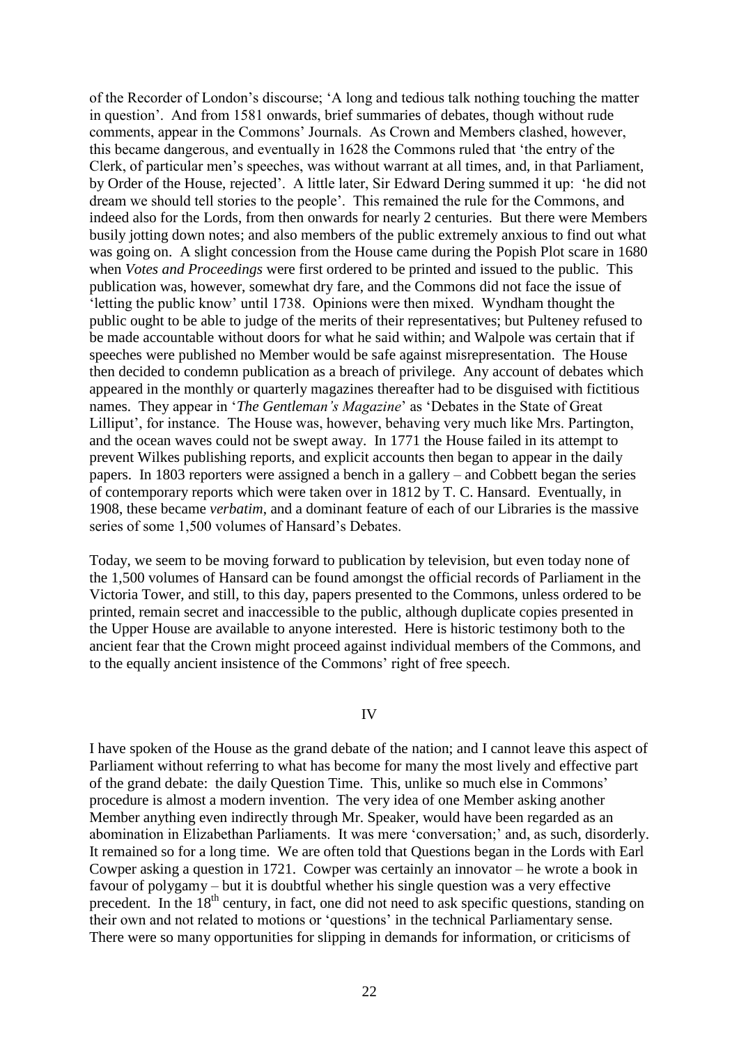of the Recorder of London's discourse; 'A long and tedious talk nothing touching the matter in question'. And from 1581 onwards, brief summaries of debates, though without rude comments, appear in the Commons' Journals. As Crown and Members clashed, however, this became dangerous, and eventually in 1628 the Commons ruled that 'the entry of the Clerk, of particular men's speeches, was without warrant at all times, and, in that Parliament, by Order of the House, rejected'. A little later, Sir Edward Dering summed it up: 'he did not dream we should tell stories to the people'. This remained the rule for the Commons, and indeed also for the Lords, from then onwards for nearly 2 centuries. But there were Members busily jotting down notes; and also members of the public extremely anxious to find out what was going on. A slight concession from the House came during the Popish Plot scare in 1680 when *Votes and Proceedings* were first ordered to be printed and issued to the public. This publication was, however, somewhat dry fare, and the Commons did not face the issue of 'letting the public know' until 1738. Opinions were then mixed. Wyndham thought the public ought to be able to judge of the merits of their representatives; but Pulteney refused to be made accountable without doors for what he said within; and Walpole was certain that if speeches were published no Member would be safe against misrepresentation. The House then decided to condemn publication as a breach of privilege. Any account of debates which appeared in the monthly or quarterly magazines thereafter had to be disguised with fictitious names. They appear in '*The Gentleman's Magazine*' as 'Debates in the State of Great Lilliput', for instance. The House was, however, behaving very much like Mrs. Partington, and the ocean waves could not be swept away. In 1771 the House failed in its attempt to prevent Wilkes publishing reports, and explicit accounts then began to appear in the daily papers. In 1803 reporters were assigned a bench in a gallery – and Cobbett began the series of contemporary reports which were taken over in 1812 by T. C. Hansard. Eventually, in 1908, these became *verbatim*, and a dominant feature of each of our Libraries is the massive series of some 1,500 volumes of Hansard's Debates.

Today, we seem to be moving forward to publication by television, but even today none of the 1,500 volumes of Hansard can be found amongst the official records of Parliament in the Victoria Tower, and still, to this day, papers presented to the Commons, unless ordered to be printed, remain secret and inaccessible to the public, although duplicate copies presented in the Upper House are available to anyone interested. Here is historic testimony both to the ancient fear that the Crown might proceed against individual members of the Commons, and to the equally ancient insistence of the Commons' right of free speech.

## IV

I have spoken of the House as the grand debate of the nation; and I cannot leave this aspect of Parliament without referring to what has become for many the most lively and effective part of the grand debate: the daily Question Time. This, unlike so much else in Commons' procedure is almost a modern invention. The very idea of one Member asking another Member anything even indirectly through Mr. Speaker, would have been regarded as an abomination in Elizabethan Parliaments. It was mere 'conversation;' and, as such, disorderly. It remained so for a long time. We are often told that Questions began in the Lords with Earl Cowper asking a question in 1721. Cowper was certainly an innovator – he wrote a book in favour of polygamy – but it is doubtful whether his single question was a very effective precedent. In the 18th century, in fact, one did not need to ask specific questions, standing on their own and not related to motions or 'questions' in the technical Parliamentary sense. There were so many opportunities for slipping in demands for information, or criticisms of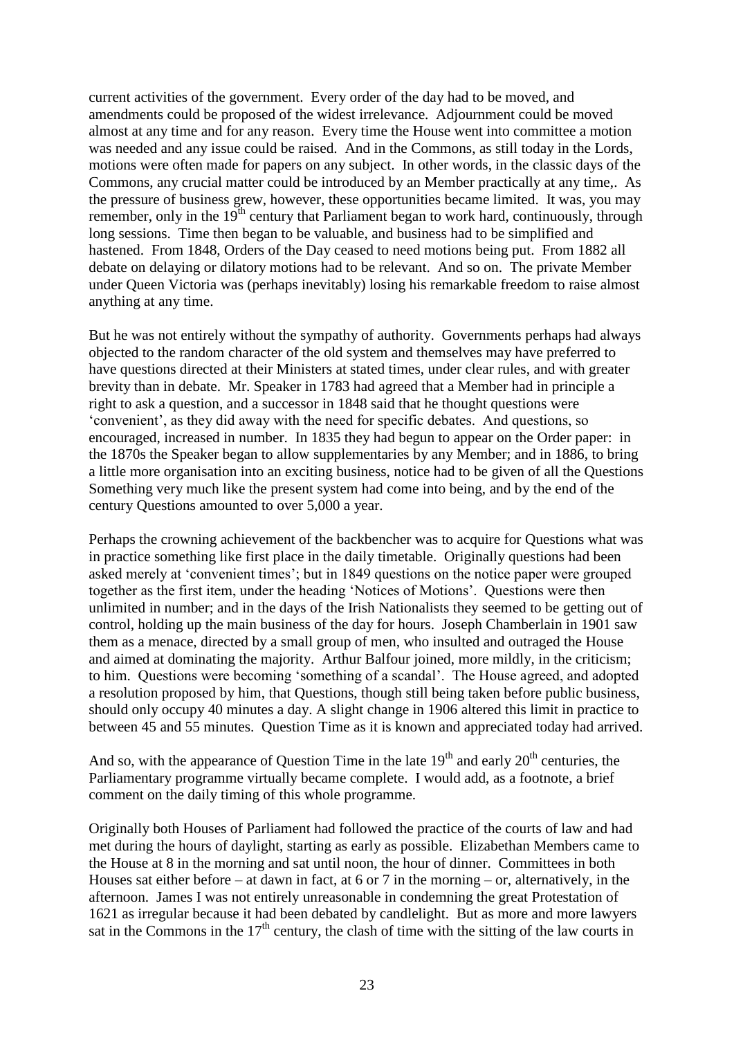current activities of the government. Every order of the day had to be moved, and amendments could be proposed of the widest irrelevance. Adjournment could be moved almost at any time and for any reason. Every time the House went into committee a motion was needed and any issue could be raised. And in the Commons, as still today in the Lords, motions were often made for papers on any subject. In other words, in the classic days of the Commons, any crucial matter could be introduced by an Member practically at any time,. As the pressure of business grew, however, these opportunities became limited. It was, you may remember, only in the 19th century that Parliament began to work hard, continuously, through long sessions. Time then began to be valuable, and business had to be simplified and hastened. From 1848, Orders of the Day ceased to need motions being put. From 1882 all debate on delaying or dilatory motions had to be relevant. And so on. The private Member under Queen Victoria was (perhaps inevitably) losing his remarkable freedom to raise almost anything at any time.

But he was not entirely without the sympathy of authority. Governments perhaps had always objected to the random character of the old system and themselves may have preferred to have questions directed at their Ministers at stated times, under clear rules, and with greater brevity than in debate. Mr. Speaker in 1783 had agreed that a Member had in principle a right to ask a question, and a successor in 1848 said that he thought questions were 'convenient', as they did away with the need for specific debates. And questions, so encouraged, increased in number. In 1835 they had begun to appear on the Order paper: in the 1870s the Speaker began to allow supplementaries by any Member; and in 1886, to bring a little more organisation into an exciting business, notice had to be given of all the Questions Something very much like the present system had come into being, and by the end of the century Questions amounted to over 5,000 a year.

Perhaps the crowning achievement of the backbencher was to acquire for Questions what was in practice something like first place in the daily timetable. Originally questions had been asked merely at 'convenient times'; but in 1849 questions on the notice paper were grouped together as the first item, under the heading 'Notices of Motions'. Questions were then unlimited in number; and in the days of the Irish Nationalists they seemed to be getting out of control, holding up the main business of the day for hours. Joseph Chamberlain in 1901 saw them as a menace, directed by a small group of men, who insulted and outraged the House and aimed at dominating the majority. Arthur Balfour joined, more mildly, in the criticism; to him. Questions were becoming 'something of a scandal'. The House agreed, and adopted a resolution proposed by him, that Questions, though still being taken before public business, should only occupy 40 minutes a day. A slight change in 1906 altered this limit in practice to between 45 and 55 minutes. Question Time as it is known and appreciated today had arrived.

And so, with the appearance of Question Time in the late 19th and early 20th centuries, the Parliamentary programme virtually became complete. I would add, as a footnote, a brief comment on the daily timing of this whole programme.

Originally both Houses of Parliament had followed the practice of the courts of law and had met during the hours of daylight, starting as early as possible. Elizabethan Members came to the House at 8 in the morning and sat until noon, the hour of dinner. Committees in both Houses sat either before – at dawn in fact, at 6 or 7 in the morning – or, alternatively, in the afternoon. James I was not entirely unreasonable in condemning the great Protestation of 1621 as irregular because it had been debated by candlelight. But as more and more lawyers sat in the Commons in the 17th century, the clash of time with the sitting of the law courts in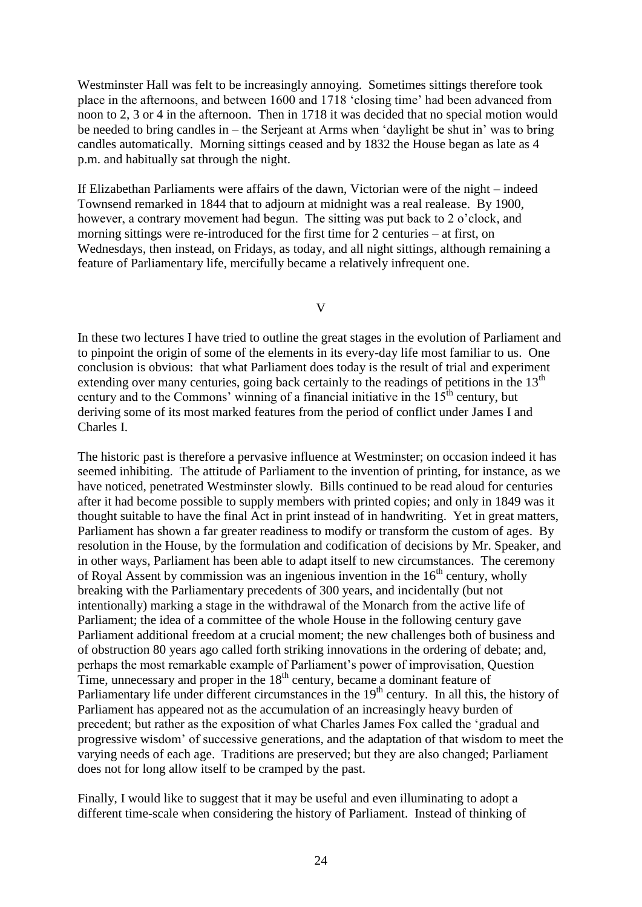Westminster Hall was felt to be increasingly annoying. Sometimes sittings therefore took place in the afternoons, and between 1600 and 1718 'closing time' had been advanced from noon to 2, 3 or 4 in the afternoon. Then in 1718 it was decided that no special motion would be needed to bring candles in – the Serjeant at Arms when 'daylight be shut in' was to bring candles automatically. Morning sittings ceased and by 1832 the House began as late as 4 p.m. and habitually sat through the night.

If Elizabethan Parliaments were affairs of the dawn, Victorian were of the night – indeed Townsend remarked in 1844 that to adjourn at midnight was a real realease. By 1900, however, a contrary movement had begun. The sitting was put back to 2 o'clock, and morning sittings were re-introduced for the first time for 2 centuries – at first, on Wednesdays, then instead, on Fridays, as today, and all night sittings, although remaining a feature of Parliamentary life, mercifully became a relatively infrequent one.

## V

In these two lectures I have tried to outline the great stages in the evolution of Parliament and to pinpoint the origin of some of the elements in its every-day life most familiar to us. One conclusion is obvious: that what Parliament does today is the result of trial and experiment extending over many centuries, going back certainly to the readings of petitions in the 13th century and to the Commons' winning of a financial initiative in the 15th century, but deriving some of its most marked features from the period of conflict under James I and Charles I.

The historic past is therefore a pervasive influence at Westminster; on occasion indeed it has seemed inhibiting. The attitude of Parliament to the invention of printing, for instance, as we have noticed, penetrated Westminster slowly. Bills continued to be read aloud for centuries after it had become possible to supply members with printed copies; and only in 1849 was it thought suitable to have the final Act in print instead of in handwriting. Yet in great matters, Parliament has shown a far greater readiness to modify or transform the custom of ages. By resolution in the House, by the formulation and codification of decisions by Mr. Speaker, and in other ways, Parliament has been able to adapt itself to new circumstances. The ceremony of Royal Assent by commission was an ingenious invention in the 16th century, wholly breaking with the Parliamentary precedents of 300 years, and incidentally (but not intentionally) marking a stage in the withdrawal of the Monarch from the active life of Parliament; the idea of a committee of the whole House in the following century gave Parliament additional freedom at a crucial moment; the new challenges both of business and of obstruction 80 years ago called forth striking innovations in the ordering of debate; and, perhaps the most remarkable example of Parliament's power of improvisation, Question Time, unnecessary and proper in the 18th century, became a dominant feature of Parliamentary life under different circumstances in the 19th century. In all this, the history of Parliament has appeared not as the accumulation of an increasingly heavy burden of precedent; but rather as the exposition of what Charles James Fox called the 'gradual and progressive wisdom' of successive generations, and the adaptation of that wisdom to meet the varying needs of each age. Traditions are preserved; but they are also changed; Parliament does not for long allow itself to be cramped by the past.

Finally, I would like to suggest that it may be useful and even illuminating to adopt a different time-scale when considering the history of Parliament. Instead of thinking of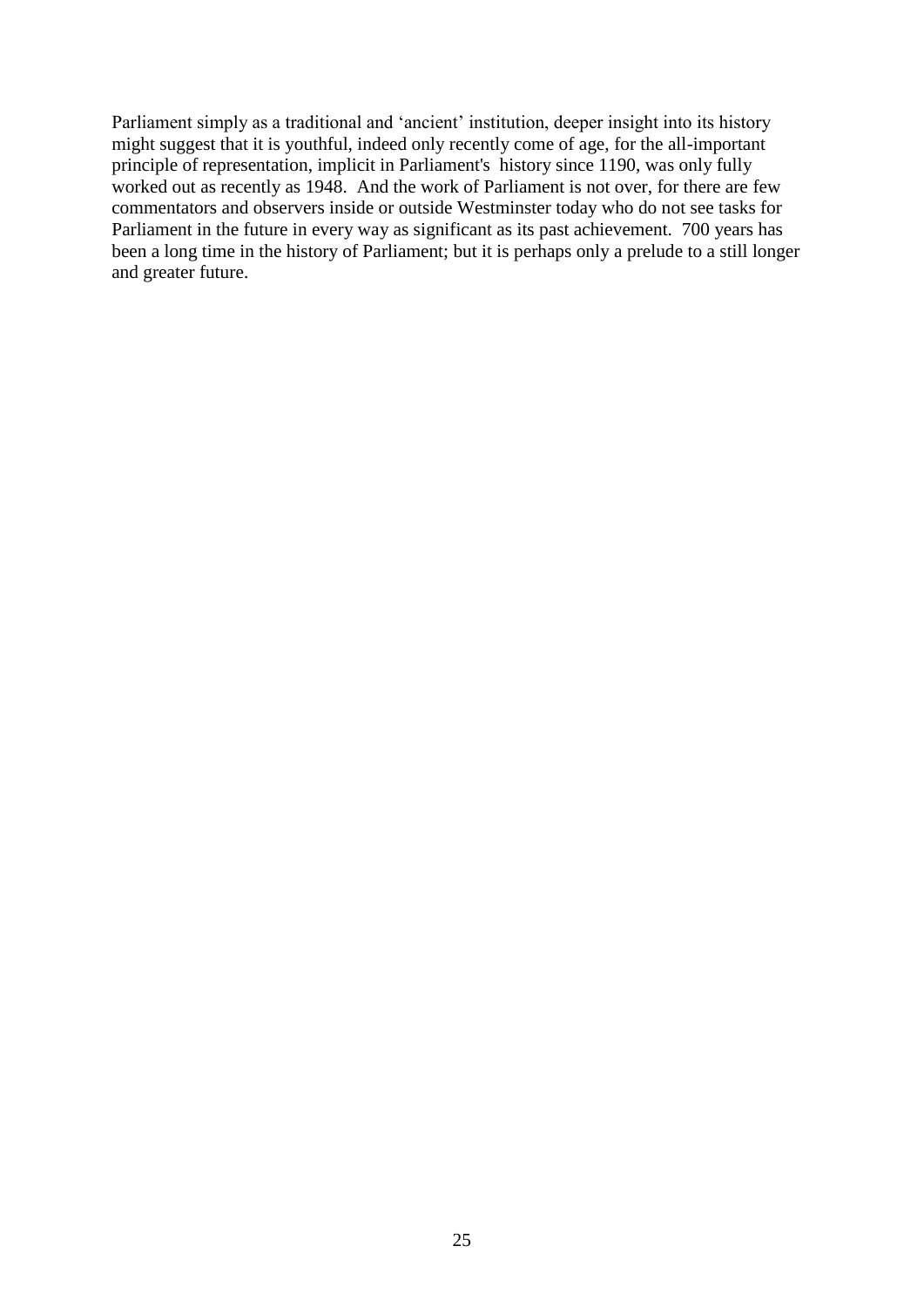Parliament simply as a traditional and 'ancient' institution, deeper insight into its history might suggest that it is youthful, indeed only recently come of age, for the all-important principle of representation, implicit in Parliament's history since 1190, was only fully worked out as recently as 1948. And the work of Parliament is not over, for there are few commentators and observers inside or outside Westminster today who do not see tasks for Parliament in the future in every way as significant as its past achievement. 700 years has been a long time in the history of Parliament; but it is perhaps only a prelude to a still longer and greater future.